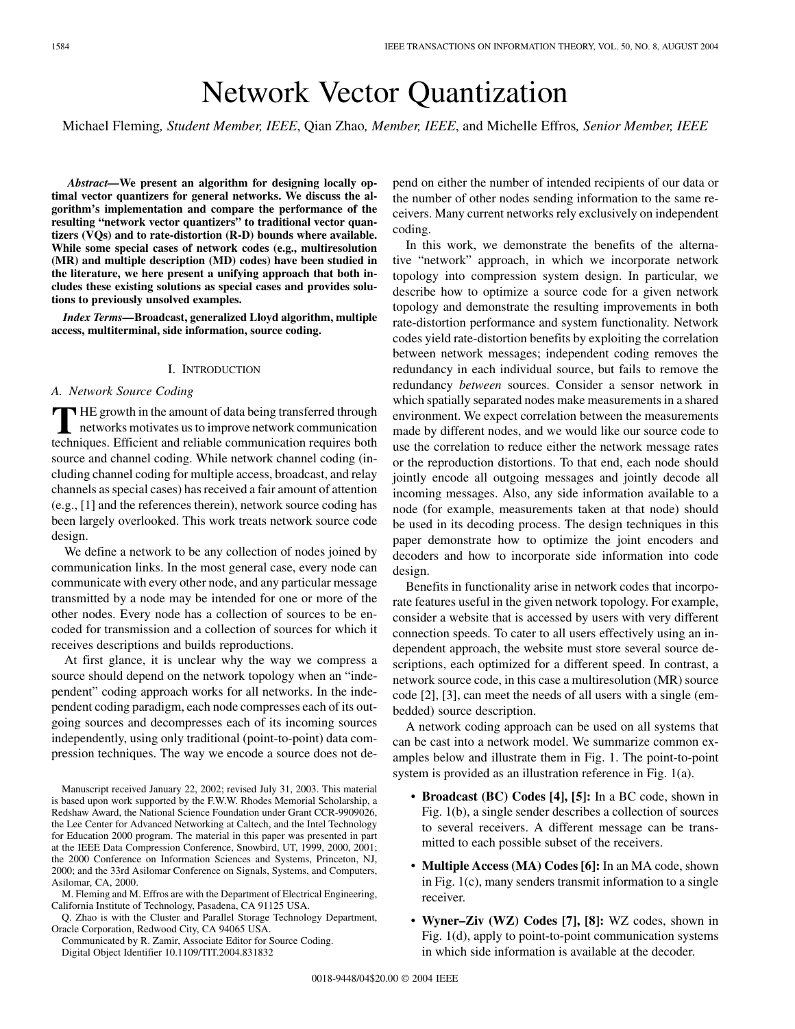# Network Vector Quantization

Michael Fleming, *Student Member, IEEE*, Qian Zhao, *Member, IEEE*, and Michelle Effros, *Senior Member, IEEE*

***Abstract*—We present an algorithm for designing locally optimal vector quantizers for general networks. We discuss the algorithm's implementation and compare the performance of the resulting "network vector quantizers" to traditional vector quantizers (VQs) and to rate-distortion (R-D) bounds where available. While some special cases of network codes (e.g., multiresolution (MR) and multiple description (MD) codes) have been studied in the literature, we here present a unifying approach that both includes these existing solutions as special cases and provides solutions to previously unsolved examples.**

***Index Terms*—Broadcast, generalized Lloyd algorithm, multiple access, multiterminal, side information, source coding.**

## I. Introduction

### A. Network Source Coding

THE growth in the amount of data being transferred through networks motivates us to improve network communication techniques. Efficient and reliable communication requires both source and channel coding. While network channel coding (including channel coding for multiple access, broadcast, and relay channels as special cases) has received a fair amount of attention (e.g., [1] and the references therein), network source coding has been largely overlooked. This work treats network source code design.

We define a network to be any collection of nodes joined by communication links. In the most general case, every node can communicate with every other node, and any particular message transmitted by a node may be intended for one or more of the other nodes. Every node has a collection of sources to be encoded for transmission and a collection of sources for which it receives descriptions and builds reproductions.

At first glance, it is unclear why the way we compress a source should depend on the network topology when an "independent" coding approach works for all networks. In the independent coding paradigm, each node compresses each of its outgoing sources and decompresses each of its incoming sources independently, using only traditional (point-to-point) data compression techniques. The way we encode a source does not depend on either the number of intended recipients of our data or the number of other nodes sending information to the same receivers. Many current networks rely exclusively on independent coding.

In this work, we demonstrate the benefits of the alternative "network" approach, in which we incorporate network topology into compression system design. In particular, we describe how to optimize a source code for a given network topology and demonstrate the resulting improvements in both rate-distortion performance and system functionality. Network codes yield rate-distortion benefits by exploiting the correlation between network messages; independent coding removes the redundancy in each individual source, but fails to remove the redundancy *between* sources. Consider a sensor network in which spatially separated nodes make measurements in a shared environment. We expect correlation between the measurements made by different nodes, and we would like our source code to use the correlation to reduce either the network message rates or the reproduction distortions. To that end, each node should jointly encode all outgoing messages and jointly decode all incoming messages. Also, any side information available to a node (for example, measurements taken at that node) should be used in its decoding process. The design techniques in this paper demonstrate how to optimize the joint encoders and decoders and how to incorporate side information into code design.

Benefits in functionality arise in network codes that incorporate features useful in the given network topology. For example, consider a website that is accessed by users with very different connection speeds. To cater to all users effectively using an independent approach, the website must store several source descriptions, each optimized for a different speed. In contrast, a network source code, in this case a multiresolution (MR) source code [2], [3], can meet the needs of all users with a single (embedded) source description.

A network coding approach can be used on all systems that can be cast into a network model. We summarize common examples below and illustrate them in Fig. 1. The point-to-point system is provided as an illustration reference in Fig. 1(a).

- **Broadcast (BC) Codes [4], [5]:** In a BC code, shown in Fig. 1(b), a single sender describes a collection of sources to several receivers. A different message can be transmitted to each possible subset of the receivers.
- **Multiple Access (MA) Codes [6]:** In an MA code, shown in Fig. 1(c), many senders transmit information to a single receiver.
- **Wyner–Ziv (WZ) Codes [7], [8]:** WZ codes, shown in Fig. 1(d), apply to point-to-point communication systems in which side information is available at the decoder.

Manuscript received January 22, 2002; revised July 31, 2003. This material is based upon work supported by the F.W.W. Rhodes Memorial Scholarship, a Redshaw Award, the National Science Foundation under Grant CCR-9909026, the Lee Center for Advanced Networking at Caltech, and the Intel Technology for Education 2000 program. The material in this paper was presented in part at the IEEE Data Compression Conference, Snowbird, UT, 1999, 2000, 2001; the 2000 Conference on Information Sciences and Systems, Princeton, NJ, 2000; and the 33rd Asilomar Conference on Signals, Systems, and Computers, Asilomar, CA, 2000.

M. Fleming and M. Effros are with the Department of Electrical Engineering, California Institute of Technology, Pasadena, CA 91125 USA.

Q. Zhao is with the Cluster and Parallel Storage Technology Department, Oracle Corporation, Redwood City, CA 94065 USA.

Communicated by R. Zamir, Associate Editor for Source Coding.

Digital Object Identifier 10.1109/TIT.2004.831832

0018-9448/04$20.00 © 2004 IEEE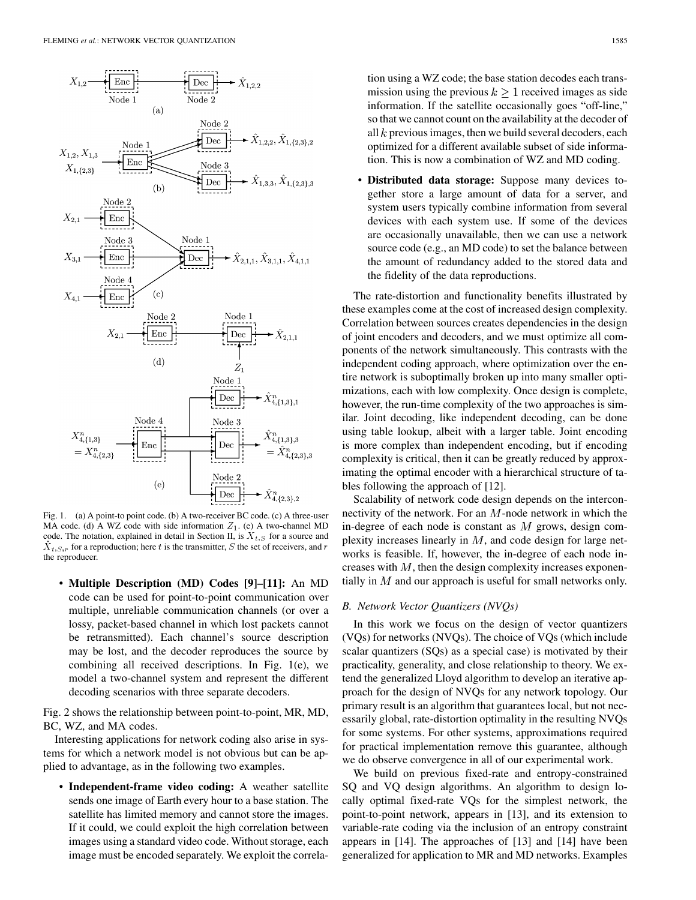Fig. 1. (a) A point-to point code. (b) A two-receiver BC code. (c) A three-user MA code. (d) A WZ code with side information $Z_1$. (e) A two-channel MD code. The notation, explained in detail in Section II, is $X_{t,S}$ for a source and $\hat{X}_{t,S,r}$ for a reproduction; here $t$ is the transmitter, $S$ the set of receivers, and $r$ the reproducer.

- **Multiple Description (MD) Codes [9]–[11]:** An MD code can be used for point-to-point communication over multiple, unreliable communication channels (or over a lossy, packet-based channel in which lost packets cannot be retransmitted). Each channel's source description may be lost, and the decoder reproduces the source by combining all received descriptions. In Fig. 1(e), we model a two-channel system and represent the different decoding scenarios with three separate decoders.

Fig. 2 shows the relationship between point-to-point, MR, MD, BC, WZ, and MA codes.

Interesting applications for network coding also arise in systems for which a network model is not obvious but can be applied to advantage, as in the following two examples.

- **Independent-frame video coding:** A weather satellite sends one image of Earth every hour to a base station. The satellite has limited memory and cannot store the images. If it could, we could exploit the high correlation between images using a standard video code. Without storage, each image must be encoded separately. We exploit the correlation using a WZ code; the base station decodes each transmission using the previous $k \geq 1$ received images as side information. If the satellite occasionally goes "off-line," so that we cannot count on the availability at the decoder of all $k$ previous images, then we build several decoders, each optimized for a different available subset of side information. This is now a combination of WZ and MD coding.
- **Distributed data storage:** Suppose many devices together store a large amount of data for a server, and system users typically combine information from several devices with each system use. If some of the devices are occasionally unavailable, then we can use a network source code (e.g., an MD code) to set the balance between the amount of redundancy added to the stored data and the fidelity of the data reproductions.

The rate-distortion and functionality benefits illustrated by these examples come at the cost of increased design complexity. Correlation between sources creates dependencies in the design of joint encoders and decoders, and we must optimize all components of the network simultaneously. This contrasts with the independent coding approach, where optimization over the entire network is suboptimally broken up into many smaller optimizations, each with low complexity. Once design is complete, however, the run-time complexity of the two approaches is similar. Joint decoding, like independent decoding, can be done using table lookup, albeit with a larger table. Joint encoding is more complex than independent encoding, but if encoding complexity is critical, then it can be greatly reduced by approximating the optimal encoder with a hierarchical structure of tables following the approach of [12].

Scalability of network code design depends on the interconnectivity of the network. For an $M$-node network in which the in-degree of each node is constant as $M$ grows, design complexity increases linearly in $M$, and code design for large networks is feasible. If, however, the in-degree of each node increases with $M$, then the design complexity increases exponentially in $M$ and our approach is useful for small networks only.

### B. Network Vector Quantizers (NVQs)

In this work we focus on the design of vector quantizers (VQs) for networks (NVQs). The choice of VQs (which include scalar quantizers (SQs) as a special case) is motivated by their practicality, generality, and close relationship to theory. We extend the generalized Lloyd algorithm to develop an iterative approach for the design of NVQs for any network topology. Our primary result is an algorithm that guarantees local, but not necessarily global, rate-distortion optimality in the resulting NVQs for some systems. For other systems, approximations required for practical implementation remove this guarantee, although we do observe convergence in all of our experimental work.

We build on previous fixed-rate and entropy-constrained SQ and VQ design algorithms. An algorithm to design locally optimal fixed-rate VQs for the simplest network, the point-to-point network, appears in [13], and its extension to variable-rate coding via the inclusion of an entropy constraint appears in [14]. The approaches of [13] and [14] have been generalized for application to MR and MD networks. Examples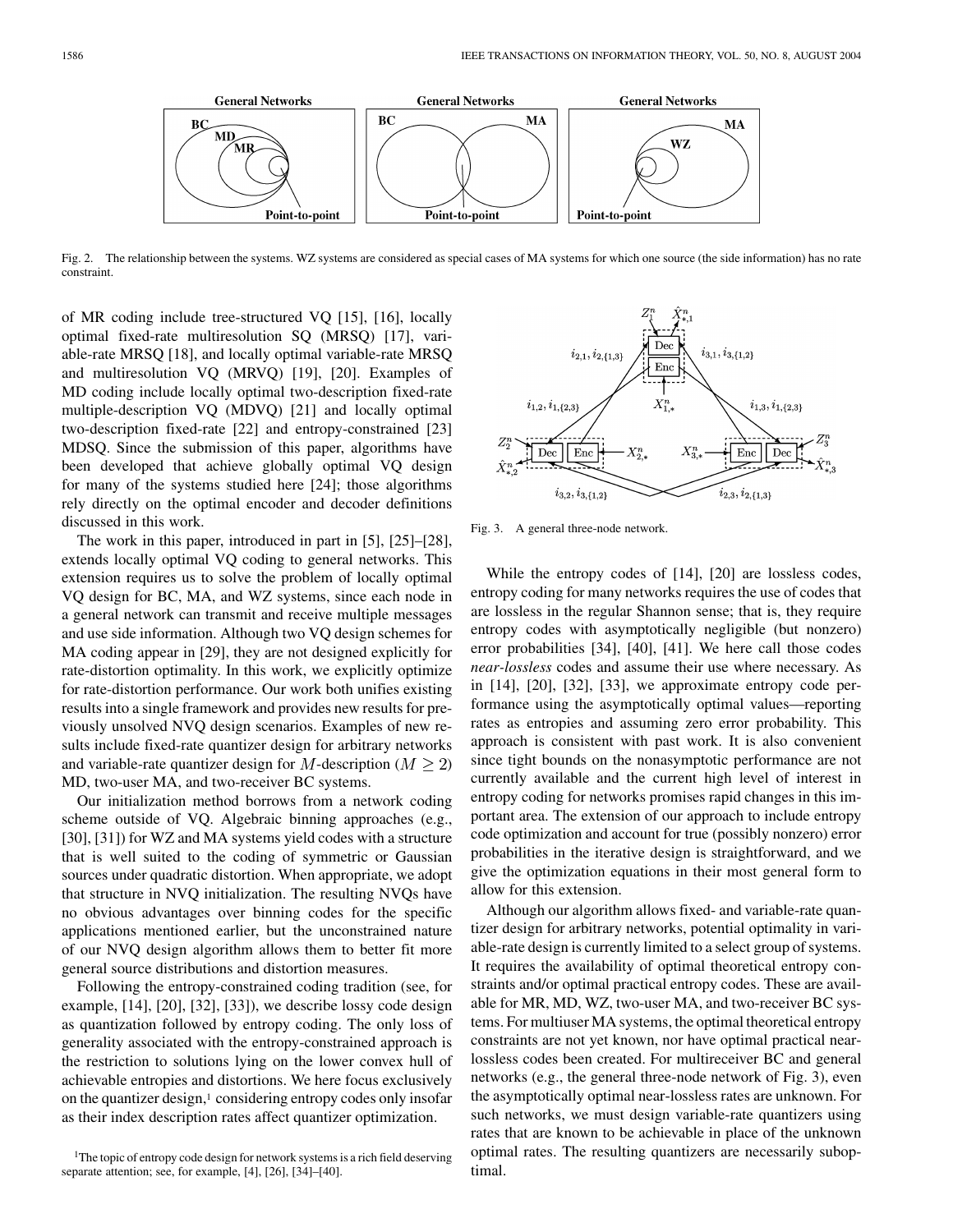Fig. 2. The relationship between the systems. WZ systems are considered as special cases of MA systems for which one source (the side information) has no rate constraint.

of MR coding include tree-structured VQ [15], [16], locally optimal fixed-rate multiresolution SQ (MRSQ) [17], variable-rate MRSQ [18], and locally optimal variable-rate MRSQ and multiresolution VQ (MRVQ) [19], [20]. Examples of MD coding include locally optimal two-description fixed-rate multiple-description VQ (MDVQ) [21] and locally optimal two-description fixed-rate [22] and entropy-constrained [23] MDSQ. Since the submission of this paper, algorithms have been developed that achieve globally optimal VQ design for many of the systems studied here [24]; those algorithms rely directly on the optimal encoder and decoder definitions discussed in this work.

The work in this paper, introduced in part in [5], [25]–[28], extends locally optimal VQ coding to general networks. This extension requires us to solve the problem of locally optimal VQ design for BC, MA, and WZ systems, since each node in a general network can transmit and receive multiple messages and use side information. Although two VQ design schemes for MA coding appear in [29], they are not designed explicitly for rate-distortion optimality. In this work, we explicitly optimize for rate-distortion performance. Our work both unifies existing results into a single framework and provides new results for previously unsolved NVQ design scenarios. Examples of new results include fixed-rate quantizer design for arbitrary networks and variable-rate quantizer design for $M$-description ($M \geq 2$) MD, two-user MA, and two-receiver BC systems.

Our initialization method borrows from a network coding scheme outside of VQ. Algebraic binning approaches (e.g., [30], [31]) for WZ and MA systems yield codes with a structure that is well suited to the coding of symmetric or Gaussian sources under quadratic distortion. When appropriate, we adopt that structure in NVQ initialization. The resulting NVQs have no obvious advantages over binning codes for the specific applications mentioned earlier, but the unconstrained nature of our NVQ design algorithm allows them to better fit more general source distributions and distortion measures.

Following the entropy-constrained coding tradition (see, for example, [14], [20], [32], [33]), we describe lossy code design as quantization followed by entropy coding. The only loss of generality associated with the entropy-constrained approach is the restriction to solutions lying on the lower convex hull of achievable entropies and distortions. We here focus exclusively on the quantizer design,[1] considering entropy codes only insofar as their index description rates affect quantizer optimization.

[1] The topic of entropy code design for network systems is a rich field deserving separate attention; see, for example, [4], [26], [34]–[40].

Fig. 3. A general three-node network.

While the entropy codes of [14], [20] are lossless codes, entropy coding for many networks requires the use of codes that are lossless in the regular Shannon sense; that is, they require entropy codes with asymptotically negligible (but nonzero) error probabilities [34], [40], [41]. We here call those codes *near-lossless* codes and assume their use where necessary. As in [14], [20], [32], [33], we approximate entropy code performance using the asymptotically optimal values—reporting rates as entropies and assuming zero error probability. This approach is consistent with past work. It is also convenient since tight bounds on the nonasymptotic performance are not currently available and the current high level of interest in entropy coding for networks promises rapid changes in this important area. The extension of our approach to include entropy code optimization and account for true (possibly nonzero) error probabilities in the iterative design is straightforward, and we give the optimization equations in their most general form to allow for this extension.

Although our algorithm allows fixed- and variable-rate quantizer design for arbitrary networks, potential optimality in variable-rate design is currently limited to a select group of systems. It requires the availability of optimal theoretical entropy constraints and/or optimal practical entropy codes. These are available for MR, MD, WZ, two-user MA, and two-receiver BC systems. For multiuser MA systems, the optimal theoretical entropy constraints are not yet known, nor have optimal practical near-lossless codes been created. For multireceiver BC and general networks (e.g., the general three-node network of Fig. 3), even the asymptotically optimal near-lossless rates are unknown. For such networks, we must design variable-rate quantizers using rates that are known to be achievable in place of the unknown optimal rates. The resulting quantizers are necessarily suboptimal.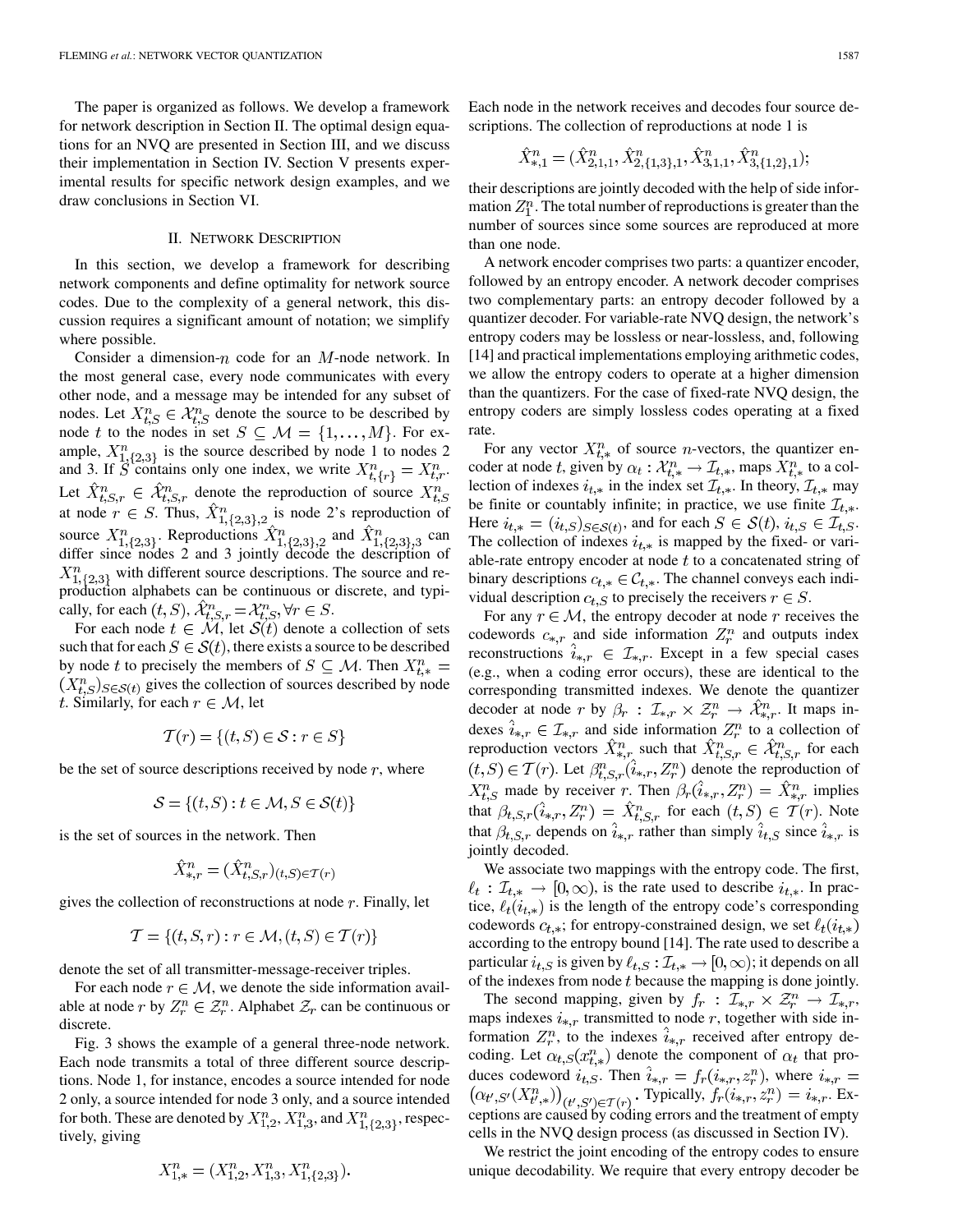The paper is organized as follows. We develop a framework for network description in Section II. The optimal design equations for an NVQ are presented in Section III, and we discuss their implementation in Section IV. Section V presents experimental results for specific network design examples, and we draw conclusions in Section VI.

## II. Network Description

In this section, we develop a framework for describing network components and define optimality for network source codes. Due to the complexity of a general network, this discussion requires a significant amount of notation; we simplify where possible.

Consider a dimension-$n$ code for an $M$-node network. In the most general case, every node communicates with every other node, and a message may be intended for any subset of nodes. Let $X^n_{t,S} \in \mathcal{X}^n_{t,S}$ denote the source to be described by node $t$ to the nodes in set $S \subseteq \mathcal{M} = \{1,\ldots,M\}$. For example, $X^n_{1,\{2,3\}}$ is the source described by node 1 to nodes 2 and 3. If $S$ contains only one index, we write $X^n_{t,\{r\}} = X^n_{t,r}$. Let $\hat{X}^n_{t,S,r} \in \hat{\mathcal{X}}^n_{t,S,r}$ denote the reproduction of source $X^n_{t,S}$ at node $r \in S$. Thus, $\hat{X}^n_{1,\{2,3\},2}$ is node 2's reproduction of source $X^n_{1,\{2,3\}}$. Reproductions $\hat{X}^n_{1,\{2,3\},2}$ and $\hat{X}^n_{1,\{2,3\},3}$ can differ since nodes 2 and 3 jointly decode the description of $X^n_{1,\{2,3\}}$ with different source descriptions. The source and reproduction alphabets can be continuous or discrete, and typically, for each $(t,S)$, $\hat{\mathcal{X}}^n_{t,S,r} = \mathcal{X}^n_{t,S}, \forall r \in S$.

For each node $t \in \mathcal{M}$, let $\mathcal{S}(t)$ denote a collection of sets such that for each $S \in \mathcal{S}(t)$, there exists a source to be described by node $t$ to precisely the members of $S \subseteq \mathcal{M}$. Then $X^n_{t,*} = (X^n_{t,S})_{S \in \mathcal{S}(t)}$ gives the collection of sources described by node $t$. Similarly, for each $r \in \mathcal{M}$, let

$$\mathcal{T}(r) = \{(t,S) \in \mathcal{S} : r \in S\}$$

be the set of source descriptions received by node $r$, where

$$\mathcal{S} = \{(t,S) : t \in \mathcal{M}, S \in \mathcal{S}(t)\}$$

is the set of sources in the network. Then

$$\hat{X}^n_{*,r} = (\hat{X}^n_{t,S,r})_{(t,S) \in \mathcal{T}(r)}$$

gives the collection of reconstructions at node $r$. Finally, let

$$\mathcal{T} = \{(t,S,r) : r \in \mathcal{M}, (t,S) \in \mathcal{T}(r)\}$$

denote the set of all transmitter-message-receiver triples.

For each node $r \in \mathcal{M}$, we denote the side information available at node $r$ by $Z^n_r \in \mathcal{Z}^n_r$. Alphabet $\mathcal{Z}_r$ can be continuous or discrete.

Fig. 3 shows the example of a general three-node network. Each node transmits a total of three different source descriptions. Node 1, for instance, encodes a source intended for node 2 only, a source intended for node 3 only, and a source intended for both. These are denoted by $X^n_{1,2}$, $X^n_{1,3}$, and $X^n_{1,\{2,3\}}$, respectively, giving

$$X^n_{1,*} = (X^n_{1,2}, X^n_{1,3}, X^n_{1,\{2,3\}}).$$

Each node in the network receives and decodes four source descriptions. The collection of reproductions at node 1 is

$$\hat{X}^n_{*,1} = (\hat{X}^n_{2,1,1}, \hat{X}^n_{2,\{1,3\},1}, \hat{X}^n_{3,1,1}, \hat{X}^n_{3,\{1,2\},1});$$

their descriptions are jointly decoded with the help of side information $Z^n_1$. The total number of reproductions is greater than the number of sources since some sources are reproduced at more than one node.

A network encoder comprises two parts: a quantizer encoder, followed by an entropy encoder. A network decoder comprises two complementary parts: an entropy decoder followed by a quantizer decoder. For variable-rate NVQ design, the network's entropy coders may be lossless or near-lossless, and, following [14] and practical implementations employing arithmetic codes, we allow the entropy coders to operate at a higher dimension than the quantizers. For the case of fixed-rate NVQ design, the entropy coders are simply lossless codes operating at a fixed rate.

For any vector $X^n_{t,*}$ of source $n$-vectors, the quantizer encoder at node $t$, given by $\alpha_t : \mathcal{X}^n_{t,*} \to \mathcal{I}_{t,*}$, maps $X^n_{t,*}$ to a collection of indexes $i_{t,*}$ in the index set $\mathcal{I}_{t,*}$. In theory, $\mathcal{I}_{t,*}$ may be finite or countably infinite; in practice, we use finite $\mathcal{I}_{t,*}$. Here $i_{t,*} = (i_{t,S})_{S \in \mathcal{S}(t)}$, and for each $S \in \mathcal{S}(t)$, $i_{t,S} \in \mathcal{I}_{t,S}$. The collection of indexes $i_{t,*}$ is mapped by the fixed- or variable-rate entropy encoder at node $t$ to a concatenated string of binary descriptions $c_{t,*} \in \mathcal{C}_{t,*}$. The channel conveys each individual description $c_{t,S}$ to precisely the receivers $r \in S$.

For any $r \in \mathcal{M}$, the entropy decoder at node $r$ receives the codewords $c_{*,r}$ and side information $Z^n_r$ and outputs index reconstructions $\hat{i}_{*,r} \in \mathcal{I}_{*,r}$. Except in a few special cases (e.g., when a coding error occurs), these are identical to the corresponding transmitted indexes. We denote the quantizer decoder at node $r$ by $\beta_r : \mathcal{I}_{*,r} \times \mathcal{Z}^n_r \to \hat{\mathcal{X}}^n_{*,r}$. It maps indexes $\hat{i}_{*,r} \in \mathcal{I}_{*,r}$ and side information $Z^n_r$ to a collection of reproduction vectors $\hat{X}^n_{*,r}$ such that $\hat{X}^n_{t,S,r} \in \hat{\mathcal{X}}^n_{t,S,r}$ for each $(t,S) \in \mathcal{T}(r)$. Let $\beta^n_{t,S,r}(\hat{i}_{*,r}, Z^n_r)$ denote the reproduction of $X^n_{t,S}$ made by receiver $r$. Then $\beta_r(\hat{i}_{*,r}, Z^n_r) = \hat{X}^n_{*,r}$ implies that $\beta_{t,S,r}(\hat{i}_{*,r}, Z^n_r) = \hat{X}^n_{t,S,r}$ for each $(t,S) \in \mathcal{T}(r)$. Note that $\beta_{t,S,r}$ depends on $\hat{i}_{*,r}$ rather than simply $\hat{i}_{t,S}$ since $\hat{i}_{*,r}$ is jointly decoded.

We associate two mappings with the entropy code. The first, $\ell_t : \mathcal{I}_{t,*} \to [0,\infty)$, is the rate used to describe $i_{t,*}$. In practice, $\ell_t(i_{t,*})$ is the length of the entropy code's corresponding codewords $c_{t,*}$; for entropy-constrained design, we set $\ell_t(i_{t,*})$ according to the entropy bound [14]. The rate used to describe a particular $i_{t,S}$ is given by $\ell_{t,S} : \mathcal{I}_{t,*} \to [0,\infty)$; it depends on all of the indexes from node $t$ because the mapping is done jointly.

The second mapping, given by $f_r : \mathcal{I}_{*,r} \times \mathcal{Z}^n_r \to \mathcal{I}_{*,r}$, maps indexes $i_{*,r}$ transmitted to node $r$, together with side information $Z^n_r$, to the indexes $\hat{i}_{*,r}$ received after entropy decoding. Let $\alpha_{t,S}(x^n_{t,*})$ denote the component of $\alpha_t$ that produces codeword $i_{t,S}$. Then $\hat{i}_{*,r} = f_r(i_{*,r}, z^n_r)$, where $i_{*,r} = \left(\alpha_{t',S'}(X^n_{t',*})\right)_{(t',S') \in \mathcal{T}(r)}$. Typically, $f_r(i_{*,r}, z^n_r) = i_{*,r}$. Exceptions are caused by coding errors and the treatment of empty cells in the NVQ design process (as discussed in Section IV).

We restrict the joint encoding of the entropy codes to ensure unique decodability. We require that every entropy decoder be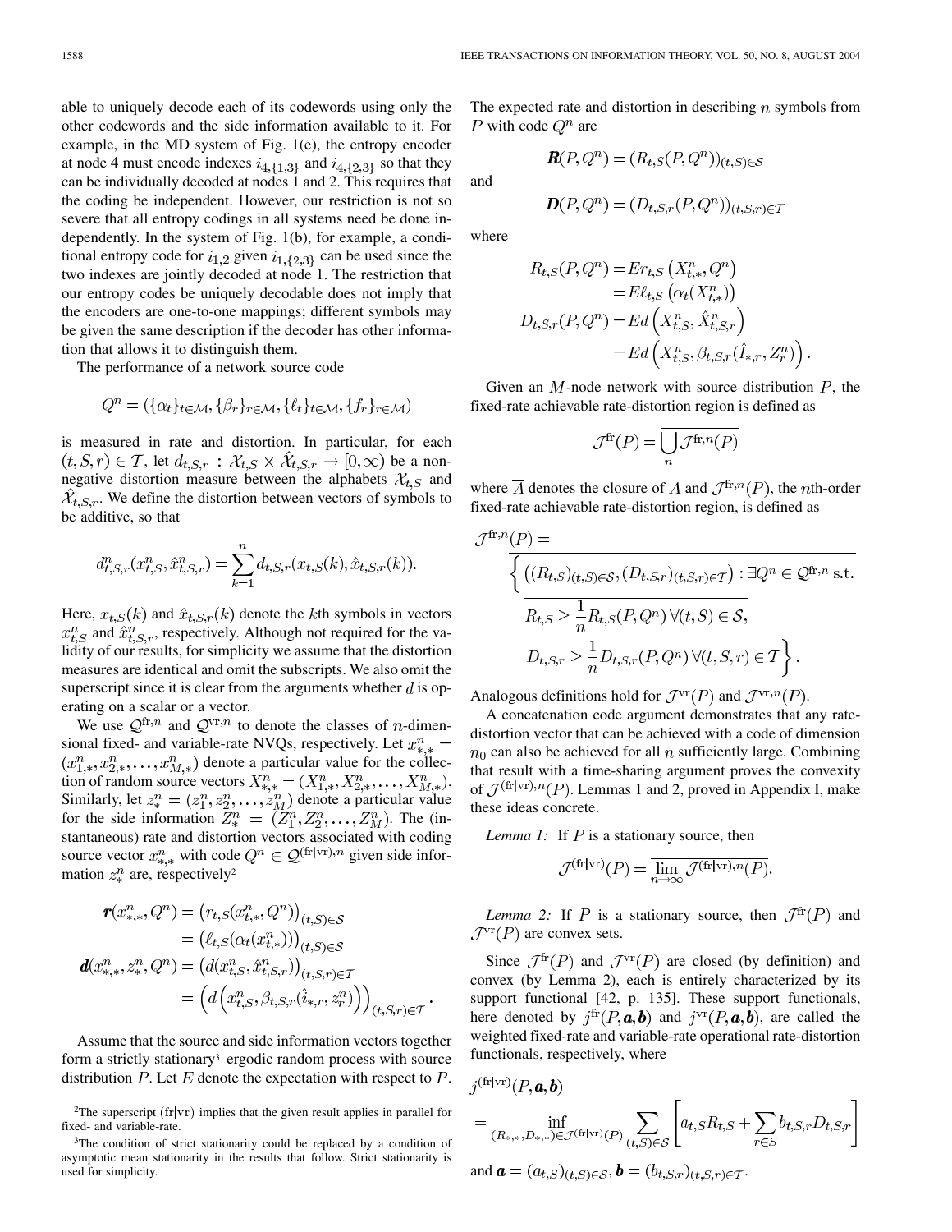able to uniquely decode each of its codewords using only the other codewords and the side information available to it. For example, in the MD system of Fig. 1(e), the entropy encoder at node 4 must encode indexes $i_{4,\{1,3\}}$ and $i_{4,\{2,3\}}$ so that they can be individually decoded at nodes 1 and 2. This requires that the coding be independent. However, our restriction is not so severe that all entropy codings in all systems need be done independently. In the system of Fig. 1(b), for example, a conditional entropy code for $i_{1,2}$ given $i_{1,\{2,3\}}$ can be used since the two indexes are jointly decoded at node 1. The restriction that our entropy codes be uniquely decodable does not imply that the encoders are one-to-one mappings; different symbols may be given the same description if the decoder has other information that allows it to distinguish them.

The performance of a network source code

$$Q^n = (\{\alpha_t\}_{t\in\mathcal{M}}, \{\beta_r\}_{r\in\mathcal{M}}, \{\ell_t\}_{t\in\mathcal{M}}, \{f_r\}_{r\in\mathcal{M}})$$

is measured in rate and distortion. In particular, for each $(t,S,r) \in \mathcal{T}$, let $d_{t,S,r} : \mathcal{X}_{t,S} \times \hat{\mathcal{X}}_{t,S,r} \to [0,\infty)$ be a nonnegative distortion measure between the alphabets $\mathcal{X}_{t,S}$ and $\hat{\mathcal{X}}_{t,S,r}$. We define the distortion between vectors of symbols to be additive, so that

$$d^n_{t,S,r}(x^n_{t,S}, \hat{x}^n_{t,S,r}) = \sum_{k=1}^{n} d_{t,S,r}(x_{t,S}(k), \hat{x}_{t,S,r}(k)).$$

Here, $x_{t,S}(k)$ and $\hat{x}_{t,S,r}(k)$ denote the $k$th symbols in vectors $x^n_{t,S}$ and $\hat{x}^n_{t,S,r}$, respectively. Although not required for the validity of our results, for simplicity we assume that the distortion measures are identical and omit the subscripts. We also omit the superscript since it is clear from the arguments whether $d$ is operating on a scalar or a vector.

We use $\mathcal{Q}^{\text{fr},n}$ and $\mathcal{Q}^{\text{vr},n}$ to denote the classes of $n$-dimensional fixed- and variable-rate NVQs, respectively. Let $x^n_{*,*} = (x^n_{1,*}, x^n_{2,*}, \ldots, x^n_{M,*})$ denote a particular value for the collection of random source vectors $X^n_{*,*} = (X^n_{1,*}, X^n_{2,*}, \ldots, X^n_{M,*})$. Similarly, let $z^n_* = (z^n_1, z^n_2, \ldots, z^n_M)$ denote a particular value for the side information $Z^n_* = (Z^n_1, Z^n_2, \ldots, Z^n_M)$. The (instantaneous) rate and distortion vectors associated with coding source vector $x^n_{*,*}$ with code $Q^n \in \mathcal{Q}^{(\text{fr}|\text{vr}),n}$ given side information $z^n_*$ are, respectively[2]

$$\begin{aligned}
\boldsymbol{r}(x^n_{*,*}, Q^n) &= \left(r_{t,S}(x^n_{t,*}, Q^n)\right)_{(t,S)\in\mathcal{S}} \\
&= \left(\ell_{t,S}(\alpha_t(x^n_{t,*}))\right)_{(t,S)\in\mathcal{S}} \\
\boldsymbol{d}(x^n_{*,*}, z^n_*, Q^n) &= \left(d(x^n_{t,S}, \hat{x}^n_{t,S,r})\right)_{(t,S,r)\in\mathcal{T}} \\
&= \left(d\left(x^n_{t,S}, \beta_{t,S,r}(\hat{i}_{*,r}, z^n_r)\right)\right)_{(t,S,r)\in\mathcal{T}}.
\end{aligned}$$

Assume that the source and side information vectors together form a strictly stationary[3] ergodic random process with source distribution $P$. Let $E$ denote the expectation with respect to $P$. The expected rate and distortion in describing $n$ symbols from $P$ with code $Q^n$ are

$$\boldsymbol{R}(P, Q^n) = (R_{t,S}(P, Q^n))_{(t,S)\in\mathcal{S}}$$

and

$$\boldsymbol{D}(P, Q^n) = (D_{t,S,r}(P, Q^n))_{(t,S,r)\in\mathcal{T}}$$

where

$$\begin{aligned}
R_{t,S}(P, Q^n) &= E r_{t,S}\left(X^n_{t,*}, Q^n\right) \\
&= E \ell_{t,S}\left(\alpha_t(X^n_{t,*})\right) \\
D_{t,S,r}(P, Q^n) &= E d\left(X^n_{t,S}, \hat{X}^n_{t,S,r}\right) \\
&= E d\left(X^n_{t,S}, \beta_{t,S,r}(\hat{I}_{*,r}, Z^n_r)\right).
\end{aligned}$$

Given an $M$-node network with source distribution $P$, the fixed-rate achievable rate-distortion region is defined as

$$\mathcal{J}^{\text{fr}}(P) = \overline{\bigcup_n \mathcal{J}^{\text{fr},n}(P)}$$

where $\overline{A}$ denotes the closure of $A$ and $\mathcal{J}^{\text{fr},n}(P)$, the $n$th-order fixed-rate achievable rate-distortion region, is defined as

$$\begin{aligned}
\mathcal{J}^{\text{fr},n}(P) = \Big\{ &\left((R_{t,S})_{(t,S)\in\mathcal{S}}, (D_{t,S,r})_{(t,S,r)\in\mathcal{T}}\right) : \exists Q^n \in \mathcal{Q}^{\text{fr},n} \text{ s.t.} \\
&R_{t,S} \geq \frac{1}{n} R_{t,S}(P, Q^n)\ \forall (t,S) \in \mathcal{S}, \\
&D_{t,S,r} \geq \frac{1}{n} D_{t,S,r}(P, Q^n)\ \forall (t,S,r) \in \mathcal{T} \Big\}.
\end{aligned}$$

Analogous definitions hold for $\mathcal{J}^{\text{vr}}(P)$ and $\mathcal{J}^{\text{vr},n}(P)$.

A concatenation code argument demonstrates that any rate-distortion vector that can be achieved with a code of dimension $n_0$ can also be achieved for all $n$ sufficiently large. Combining that result with a time-sharing argument proves the convexity of $\mathcal{J}^{(\text{fr}|\text{vr}),n}(P)$. Lemmas 1 and 2, proved in Appendix I, make these ideas concrete.

*Lemma 1:* If $P$ is a stationary source, then

$$\mathcal{J}^{(\text{fr}|\text{vr})}(P) = \overline{\lim_{n\to\infty} \mathcal{J}^{(\text{fr}|\text{vr}),n}(P)}.$$

*Lemma 2:* If $P$ is a stationary source, then $\mathcal{J}^{\text{fr}}(P)$ and $\mathcal{J}^{\text{vr}}(P)$ are convex sets.

Since $\mathcal{J}^{\text{fr}}(P)$ and $\mathcal{J}^{\text{vr}}(P)$ are closed (by definition) and convex (by Lemma 2), each is entirely characterized by its support functional [42, p. 135]. These support functionals, here denoted by $j^{\text{fr}}(P, \boldsymbol{a}, \boldsymbol{b})$ and $j^{\text{vr}}(P, \boldsymbol{a}, \boldsymbol{b})$, are called the weighted fixed-rate and variable-rate operational rate-distortion functionals, respectively, where

$$\begin{aligned}
&j^{(\text{fr}|\text{vr})}(P, \boldsymbol{a}, \boldsymbol{b}) \\
&= \inf_{(R_{*,*}, D_{*,*})\in\mathcal{J}^{(\text{fr}|\text{vr})}(P)} \sum_{(t,S)\in\mathcal{S}} \left[a_{t,S} R_{t,S} + \sum_{r\in S} b_{t,S,r} D_{t,S,r}\right]
\end{aligned}$$

and $\boldsymbol{a} = (a_{t,S})_{(t,S)\in\mathcal{S}}$, $\boldsymbol{b} = (b_{t,S,r})_{(t,S,r)\in\mathcal{T}}$.

---

[2] The superscript (fr|vr) implies that the given result applies in parallel for fixed- and variable-rate.

[3] The condition of strict stationarity could be replaced by a condition of asymptotic mean stationarity in the results that follow. Strict stationarity is used for simplicity.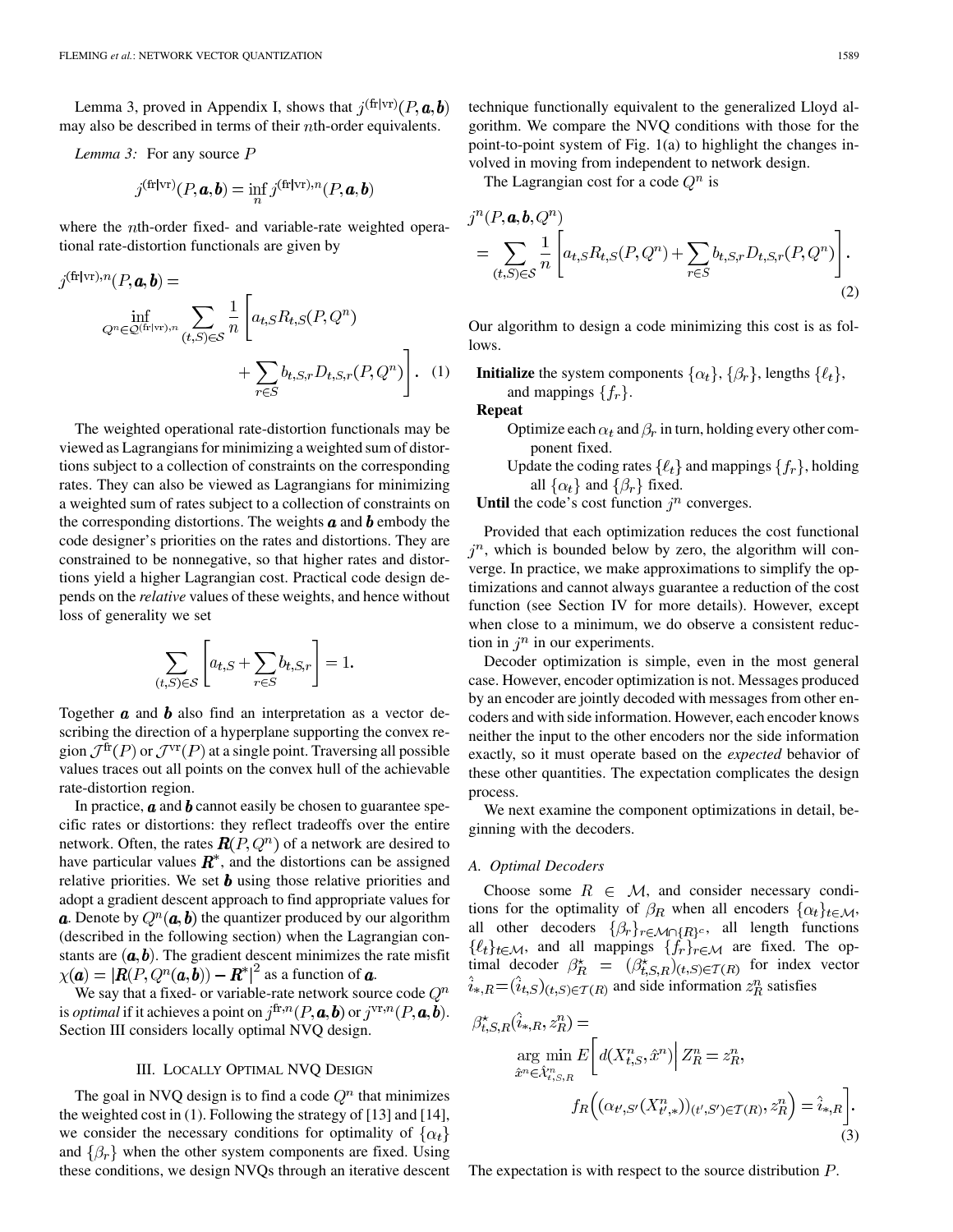Lemma 3, proved in Appendix I, shows that $j^{(\text{fr}|\text{vr})}(P, \boldsymbol{a}, \boldsymbol{b})$ may also be described in terms of their $n$th-order equivalents.

*Lemma 3:* For any source $P$

$$j^{(\text{fr}|\text{vr})}(P, \boldsymbol{a}, \boldsymbol{b}) = \inf_n j^{(\text{fr}|\text{vr}),n}(P, \boldsymbol{a}, \boldsymbol{b})$$

where the $n$th-order fixed- and variable-rate weighted operational rate-distortion functionals are given by

$$j^{(\text{fr}|\text{vr}),n}(P, \boldsymbol{a}, \boldsymbol{b}) = \inf_{Q^n \in \mathcal{Q}^{(\text{fr}|\text{vr}),n}} \sum_{(t,S)\in\mathcal{S}} \frac{1}{n} \left[ a_{t,S} R_{t,S}(P, Q^n) + \sum_{r\in S} b_{t,S,r} D_{t,S,r}(P, Q^n) \right]. \quad (1)$$

The weighted operational rate-distortion functionals may be viewed as Lagrangians for minimizing a weighted sum of distortions subject to a collection of constraints on the corresponding rates. They can also be viewed as Lagrangians for minimizing a weighted sum of rates subject to a collection of constraints on the corresponding distortions. The weights $\boldsymbol{a}$ and $\boldsymbol{b}$ embody the code designer's priorities on the rates and distortions. They are constrained to be nonnegative, so that higher rates and distortions yield a higher Lagrangian cost. Practical code design depends on the *relative* values of these weights, and hence without loss of generality we set

$$\sum_{(t,S)\in\mathcal{S}} \left[ a_{t,S} + \sum_{r\in S} b_{t,S,r} \right] = 1.$$

Together $\boldsymbol{a}$ and $\boldsymbol{b}$ also find an interpretation as a vector describing the direction of a hyperplane supporting the convex region $\mathcal{J}^{\text{fr}}(P)$ or $\mathcal{J}^{\text{vr}}(P)$ at a single point. Traversing all possible values traces out all points on the convex hull of the achievable rate-distortion region.

In practice, $\boldsymbol{a}$ and $\boldsymbol{b}$ cannot easily be chosen to guarantee specific rates or distortions: they reflect tradeoffs over the entire network. Often, the rates $\boldsymbol{R}(P, Q^n)$ of a network are desired to have particular values $\boldsymbol{R}^*$, and the distortions can be assigned relative priorities. We set $\boldsymbol{b}$ using those relative priorities and adopt a gradient descent approach to find appropriate values for $\boldsymbol{a}$. Denote by $Q^n(\boldsymbol{a}, \boldsymbol{b})$ the quantizer produced by our algorithm (described in the following section) when the Lagrangian constants are $(\boldsymbol{a}, \boldsymbol{b})$. The gradient descent minimizes the rate misfit $\chi(\boldsymbol{a}) = |\boldsymbol{R}(P, Q^n(\boldsymbol{a}, \boldsymbol{b})) - \boldsymbol{R}^*|^2$ as a function of $\boldsymbol{a}$.

We say that a fixed- or variable-rate network source code $Q^n$ is *optimal* if it achieves a point on $j^{\text{fr},n}(P, \boldsymbol{a}, \boldsymbol{b})$ or $j^{\text{vr},n}(P, \boldsymbol{a}, \boldsymbol{b})$. Section III considers locally optimal NVQ design.

## III. Locally Optimal NVQ Design

The goal in NVQ design is to find a code $Q^n$ that minimizes the weighted cost in (1). Following the strategy of [13] and [14], we consider the necessary conditions for optimality of $\{\alpha_t\}$ and $\{\beta_r\}$ when the other system components are fixed. Using these conditions, we design NVQs through an iterative descent technique functionally equivalent to the generalized Lloyd algorithm. We compare the NVQ conditions with those for the point-to-point system of Fig. 1(a) to highlight the changes involved in moving from independent to network design.

The Lagrangian cost for a code $Q^n$ is

$$j^n(P, \boldsymbol{a}, \boldsymbol{b}, Q^n) = \sum_{(t,S)\in\mathcal{S}} \frac{1}{n} \left[ a_{t,S} R_{t,S}(P, Q^n) + \sum_{r\in S} b_{t,S,r} D_{t,S,r}(P, Q^n) \right]. \quad (2)$$

Our algorithm to design a code minimizing this cost is as follows.

**Initialize** the system components $\{\alpha_t\}$, $\{\beta_r\}$, lengths $\{\ell_t\}$, and mappings $\{f_r\}$.

**Repeat**

Optimize each $\alpha_t$ and $\beta_r$ in turn, holding every other component fixed.

Update the coding rates $\{\ell_t\}$ and mappings $\{f_r\}$, holding all $\{\alpha_t\}$ and $\{\beta_r\}$ fixed.

**Until** the code's cost function $j^n$ converges.

Provided that each optimization reduces the cost functional $j^n$, which is bounded below by zero, the algorithm will converge. In practice, we make approximations to simplify the optimizations and cannot always guarantee a reduction of the cost function (see Section IV for more details). However, except when close to a minimum, we do observe a consistent reduction in $j^n$ in our experiments.

Decoder optimization is simple, even in the most general case. However, encoder optimization is not. Messages produced by an encoder are jointly decoded with messages from other encoders and with side information. However, each encoder knows neither the input to the other encoders nor the side information exactly, so it must operate based on the *expected* behavior of these other quantities. The expectation complicates the design process.

We next examine the component optimizations in detail, beginning with the decoders.

### A. Optimal Decoders

Choose some $R \in \mathcal{M}$, and consider necessary conditions for the optimality of $\beta_R$ when all encoders $\{\alpha_t\}_{t\in\mathcal{M}}$, all other decoders $\{\beta_r\}_{r\in\mathcal{M}\cap\{R\}^c}$, all length functions $\{\ell_t\}_{t\in\mathcal{M}}$, and all mappings $\{f_r\}_{r\in\mathcal{M}}$ are fixed. The optimal decoder $\beta_R^\star = (\beta_{t,S,R}^\star)_{(t,S)\in\mathcal{T}(R)}$ for index vector $\hat{i}_{*,R} = (\hat{i}_{t,S})_{(t,S)\in\mathcal{T}(R)}$ and side information $z_R^n$ satisfies

$$\beta_{t,S,R}^\star(\hat{i}_{*,R}, z_R^n) = \arg\min_{\hat{x}^n\in\hat{\mathcal{X}}_{t,S,R}^n} E\left[ d(X_{t,S}^n, \hat{x}^n) \,\middle|\, Z_R^n = z_R^n, f_R\Big( (\alpha_{t',S'}(X_{t',*}^n))_{(t',S')\in\mathcal{T}(R)}, z_R^n \Big) = \hat{i}_{*,R} \right]. \quad (3)$$

The expectation is with respect to the source distribution $P$.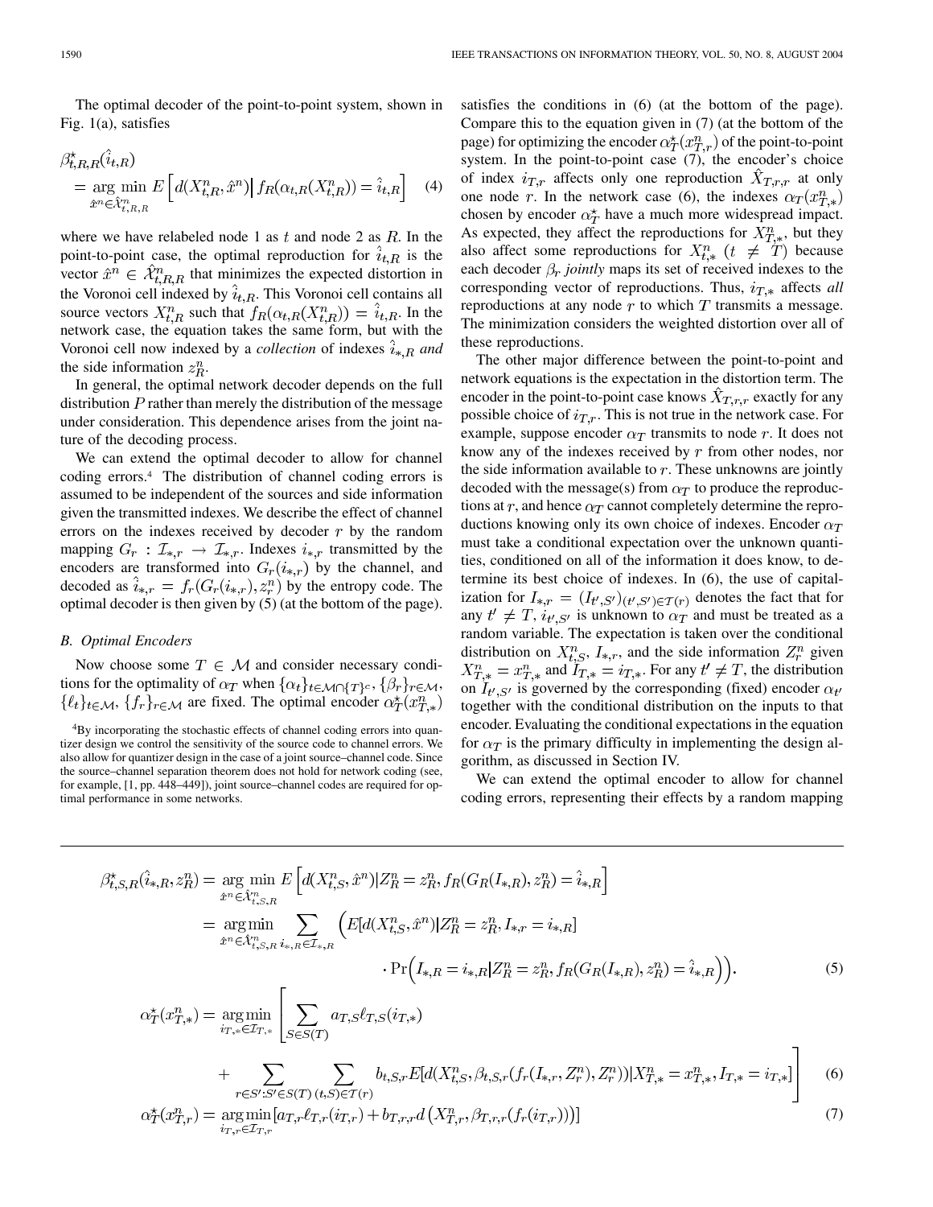The optimal decoder of the point-to-point system, shown in Fig. 1(a), satisfies

$$\beta^{\star}_{t,R,R}(\hat{i}_{t,R}) = \arg\min_{\hat{x}^n \in \hat{\mathcal{X}}^n_{t,R,R}} E\left[d(X^n_{t,R}, \hat{x}^n) \middle| f_R(\alpha_{t,R}(X^n_{t,R})) = \hat{i}_{t,R}\right] \quad (4)$$

where we have relabeled node 1 as $t$ and node 2 as $R$. In the point-to-point case, the optimal reproduction for $\hat{i}_{t,R}$ is the vector $\hat{x}^n \in \hat{\mathcal{X}}^n_{t,R,R}$ that minimizes the expected distortion in the Voronoi cell indexed by $\hat{i}_{t,R}$. This Voronoi cell contains all source vectors $X^n_{t,R}$ such that $f_R(\alpha_{t,R}(X^n_{t,R})) = \hat{i}_{t,R}$. In the network case, the equation takes the same form, but with the Voronoi cell now indexed by a *collection* of indexes $\hat{i}_{*,R}$ *and* the side information $z^n_R$.

In general, the optimal network decoder depends on the full distribution $P$ rather than merely the distribution of the message under consideration. This dependence arises from the joint nature of the decoding process.

We can extend the optimal decoder to allow for channel coding errors.[4] The distribution of channel coding errors is assumed to be independent of the sources and side information given the transmitted indexes. We describe the effect of channel errors on the indexes received by decoder $r$ by the random mapping $G_r : \mathcal{I}_{*,r} \to \mathcal{I}_{*,r}$. Indexes $i_{*,r}$ transmitted by the encoders are transformed into $G_r(i_{*,r})$ by the channel, and decoded as $\hat{i}_{*,r} = f_r(G_r(i_{*,r}), z^n_r)$ by the entropy code. The optimal decoder is then given by (5) (at the bottom of the page).

### B. Optimal Encoders

Now choose some $T \in \mathcal{M}$ and consider necessary conditions for the optimality of $\alpha_T$ when $\{\alpha_t\}_{t \in \mathcal{M} \cap \{T\}^c}$, $\{\beta_r\}_{r \in \mathcal{M}}$, $\{\ell_t\}_{t \in \mathcal{M}}$, $\{f_r\}_{r \in \mathcal{M}}$ are fixed. The optimal encoder $\alpha^{\star}_T(x^n_{T,*})$ satisfies the conditions in (6) (at the bottom of the page). Compare this to the equation given in (7) (at the bottom of the page) for optimizing the encoder $\alpha^{\star}_T(x^n_{T,r})$ of the point-to-point system. In the point-to-point case (7), the encoder's choice of index $i_{T,r}$ affects only one reproduction $\hat{X}_{T,r,r}$ at only one node $r$. In the network case (6), the indexes $\alpha_T(x^n_{T,*})$ chosen by encoder $\alpha^{\star}_T$ have a much more widespread impact. As expected, they affect the reproductions for $X^n_{T,*}$, but they also affect some reproductions for $X^n_{t,*}$ $(t \neq T)$ because each decoder $\beta_r$ *jointly* maps its set of received indexes to the corresponding vector of reproductions. Thus, $i_{T,*}$ affects *all* reproductions at any node $r$ to which $T$ transmits a message. The minimization considers the weighted distortion over all of these reproductions.

The other major difference between the point-to-point and network equations is the expectation in the distortion term. The encoder in the point-to-point case knows $\hat{X}_{T,r,r}$ exactly for any possible choice of $i_{T,r}$. This is not true in the network case. For example, suppose encoder $\alpha_T$ transmits to node $r$. It does not know any of the indexes received by $r$ from other nodes, nor the side information available to $r$. These unknowns are jointly decoded with the message(s) from $\alpha_T$ to produce the reproductions at $r$, and hence $\alpha_T$ cannot completely determine the reproductions knowing only its own choice of indexes. Encoder $\alpha_T$ must take a conditional expectation over the unknown quantities, conditioned on all of the information it does know, to determine its best choice of indexes. In (6), the use of capitalization for $I_{*,r} = (I_{t',S'})_{(t',S') \in \mathcal{T}(r)}$ denotes the fact that for any $t' \neq T$, $i_{t',S'}$ is unknown to $\alpha_T$ and must be treated as a random variable. The expectation is taken over the conditional distribution on $X^n_{t,S}$, $I_{*,r}$, and the side information $Z^n_r$ given $X^n_{T,*} = x^n_{T,*}$ and $I_{T,*} = i_{T,*}$. For any $t' \neq T$, the distribution on $I_{t',S'}$ is governed by the corresponding (fixed) encoder $\alpha_{t'}$ together with the conditional distribution on the inputs to that encoder. Evaluating the conditional expectations in the equation for $\alpha_T$ is the primary difficulty in implementing the design algorithm, as discussed in Section IV.

We can extend the optimal encoder to allow for channel coding errors, representing their effects by a random mapping

[4] By incorporating the stochastic effects of channel coding errors into quantizer design we control the sensitivity of the source code to channel errors. We also allow for quantizer design in the case of a joint source–channel code. Since the source–channel separation theorem does not hold for network coding (see, for example, [1, pp. 448–449]), joint source–channel codes are required for optimal performance in some networks.

$$\begin{aligned}
\beta^{\star}_{t,S,R}(\hat{i}_{*,R}, z^n_R) &= \arg\min_{\hat{x}^n \in \hat{\mathcal{X}}^n_{t,S,R}} E\left[d(X^n_{t,S}, \hat{x}^n) | Z^n_R = z^n_R, f_R(G_R(I_{*,R}), z^n_R) = \hat{i}_{*,R}\right] \\
&= \arg\min_{\hat{x}^n \in \hat{\mathcal{X}}^n_{t,S,R}} \sum_{i_{*,R} \in \mathcal{I}_{*,R}} \Big( E[d(X^n_{t,S}, \hat{x}^n) | Z^n_R = z^n_R, I_{*,r} = i_{*,R}] \\
&\qquad \cdot \Pr\Big(I_{*,R} = i_{*,R} | Z^n_R = z^n_R, f_R(G_R(I_{*,R}), z^n_R) = \hat{i}_{*,R}\Big)\Big). \qquad (5)
\end{aligned}$$

$$\begin{aligned}
\alpha^{\star}_T(x^n_{T,*}) = \arg\min_{i_{T,*} \in \mathcal{I}_{T,*}} \Bigg[ &\sum_{S \in S(T)} a_{T,S} \ell_{T,S}(i_{T,*}) \\
&+ \sum_{r \in S' : S' \in S(T)} \sum_{(t,S) \in \mathcal{T}(r)} b_{t,S,r} E[d(X^n_{t,S}, \beta_{t,S,r}(f_r(I_{*,r}, Z^n_r), Z^n_r)) | X^n_{T,*} = x^n_{T,*}, I_{T,*} = i_{T,*}] \Bigg] \qquad (6)
\end{aligned}$$

$$\alpha^{\star}_T(x^n_{T,r}) = \arg\min_{i_{T,r} \in \mathcal{I}_{T,r}} [a_{T,r} \ell_{T,r}(i_{T,r}) + b_{T,r,r} d(X^n_{T,r}, \beta_{T,r,r}(f_r(i_{T,r})))] \qquad (7)$$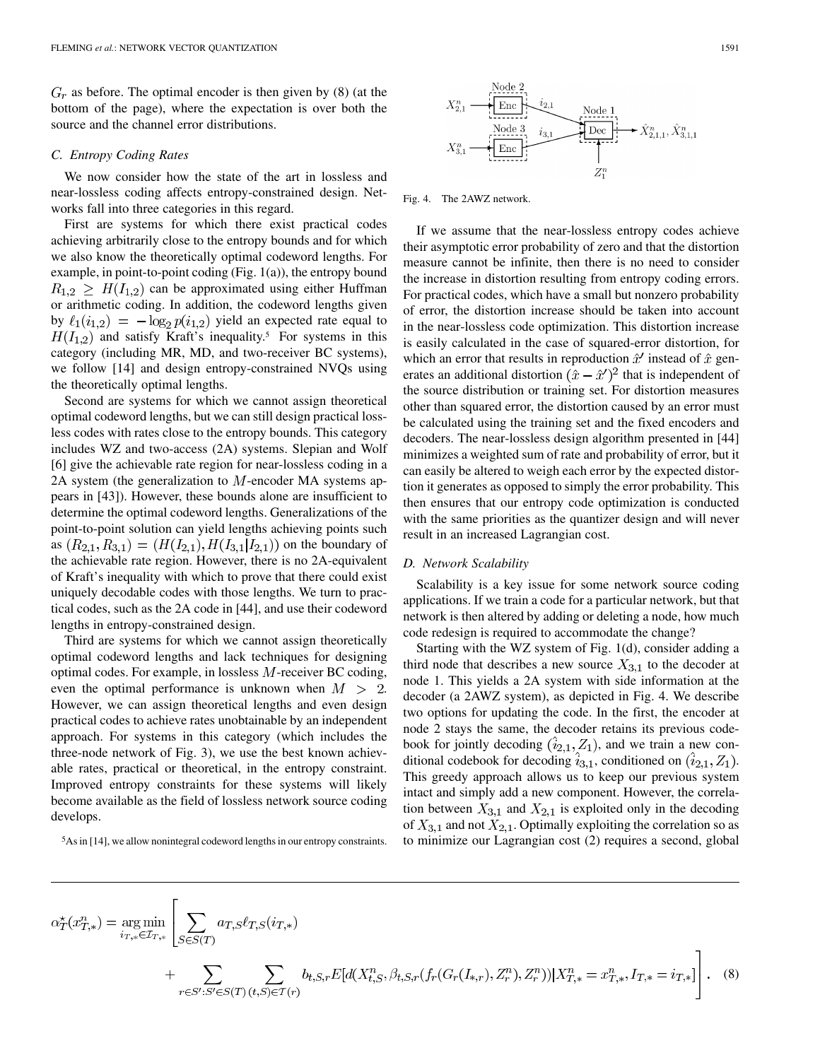$G_r$ as before. The optimal encoder is then given by (8) (at the bottom of the page), where the expectation is over both the source and the channel error distributions.

### C. Entropy Coding Rates

We now consider how the state of the art in lossless and near-lossless coding affects entropy-constrained design. Networks fall into three categories in this regard.

First are systems for which there exist practical codes achieving arbitrarily close to the entropy bounds and for which we also know the theoretically optimal codeword lengths. For example, in point-to-point coding (Fig. 1(a)), the entropy bound $R_{1,2} \geq H(I_{1,2})$ can be approximated using either Huffman or arithmetic coding. In addition, the codeword lengths given by $\ell_1(i_{1,2}) = -\log_2 p(i_{1,2})$ yield an expected rate equal to $H(I_{1,2})$ and satisfy Kraft's inequality.[5] For systems in this category (including MR, MD, and two-receiver BC systems), we follow [14] and design entropy-constrained NVQs using the theoretically optimal lengths.

Second are systems for which we cannot assign theoretical optimal codeword lengths, but we can still design practical lossless codes with rates close to the entropy bounds. This category includes WZ and two-access (2A) systems. Slepian and Wolf [6] give the achievable rate region for near-lossless coding in a 2A system (the generalization to $M$-encoder MA systems appears in [43]). However, these bounds alone are insufficient to determine the optimal codeword lengths. Generalizations of the point-to-point solution can yield lengths achieving points such as $(R_{2,1}, R_{3,1}) = (H(I_{2,1}), H(I_{3,1}|I_{2,1}))$ on the boundary of the achievable rate region. However, there is no 2A-equivalent of Kraft's inequality with which to prove that there could exist uniquely decodable codes with those lengths. We turn to practical codes, such as the 2A code in [44], and use their codeword lengths in entropy-constrained design.

Third are systems for which we cannot assign theoretically optimal codeword lengths and lack techniques for designing optimal codes. For example, in lossless $M$-receiver BC coding, even the optimal performance is unknown when $M > 2$. However, we can assign theoretical lengths and even design practical codes to achieve rates unobtainable by an independent approach. For systems in this category (which includes the three-node network of Fig. 3), we use the best known achievable rates, practical or theoretical, in the entropy constraint. Improved entropy constraints for these systems will likely become available as the field of lossless network source coding develops.

[5] As in [14], we allow nonintegral codeword lengths in our entropy constraints.

Fig. 4. The 2AWZ network.

If we assume that the near-lossless entropy codes achieve their asymptotic error probability of zero and that the distortion measure cannot be infinite, then there is no need to consider the increase in distortion resulting from entropy coding errors. For practical codes, which have a small but nonzero probability of error, the distortion increase should be taken into account in the near-lossless code optimization. This distortion increase is easily calculated in the case of squared-error distortion, for which an error that results in reproduction $\hat{x}'$ instead of $\hat{x}$ generates an additional distortion $(\hat{x} - \hat{x}')^2$ that is independent of the source distribution or training set. For distortion measures other than squared error, the distortion caused by an error must be calculated using the training set and the fixed encoders and decoders. The near-lossless design algorithm presented in [44] minimizes a weighted sum of rate and probability of error, but it can easily be altered to weigh each error by the expected distortion it generates as opposed to simply the error probability. This then ensures that our entropy code optimization is conducted with the same priorities as the quantizer design and will never result in an increased Lagrangian cost.

### D. Network Scalability

Scalability is a key issue for some network source coding applications. If we train a code for a particular network, but that network is then altered by adding or deleting a node, how much code redesign is required to accommodate the change?

Starting with the WZ system of Fig. 1(d), consider adding a third node that describes a new source $X_{3,1}$ to the decoder at node 1. This yields a 2A system with side information at the decoder (a 2AWZ system), as depicted in Fig. 4. We describe two options for updating the code. In the first, the encoder at node 2 stays the same, the decoder retains its previous codebook for jointly decoding $(\hat{i}_{2,1}, Z_1)$, and we train a new conditional codebook for decoding $\hat{i}_{3,1}$, conditioned on $(\hat{i}_{2,1}, Z_1)$. This greedy approach allows us to keep our previous system intact and simply add a new component. However, the correlation between $X_{3,1}$ and $X_{2,1}$ is exploited only in the decoding of $X_{3,1}$ and not $X_{2,1}$. Optimally exploiting the correlation so as to minimize our Lagrangian cost (2) requires a second, global

$$\alpha_T^\star(x_{T,*}^n) = \arg\min_{i_{T,*} \in \mathcal{I}_{T,*}} \left[ \sum_{S \in S(T)} a_{T,S} \ell_{T,S}(i_{T,*}) + \sum_{r \in S' : S' \in S(T)} \sum_{(t,S) \in \mathcal{T}(r)} b_{t,S,r} E[d(X_{t,S}^n, \beta_{t,S,r}(f_r(G_r(I_{*,r}), Z_r^n), Z_r^n)) | X_{T,*}^n = x_{T,*}^n, I_{T,*} = i_{T,*}] \right]. \quad (8)$$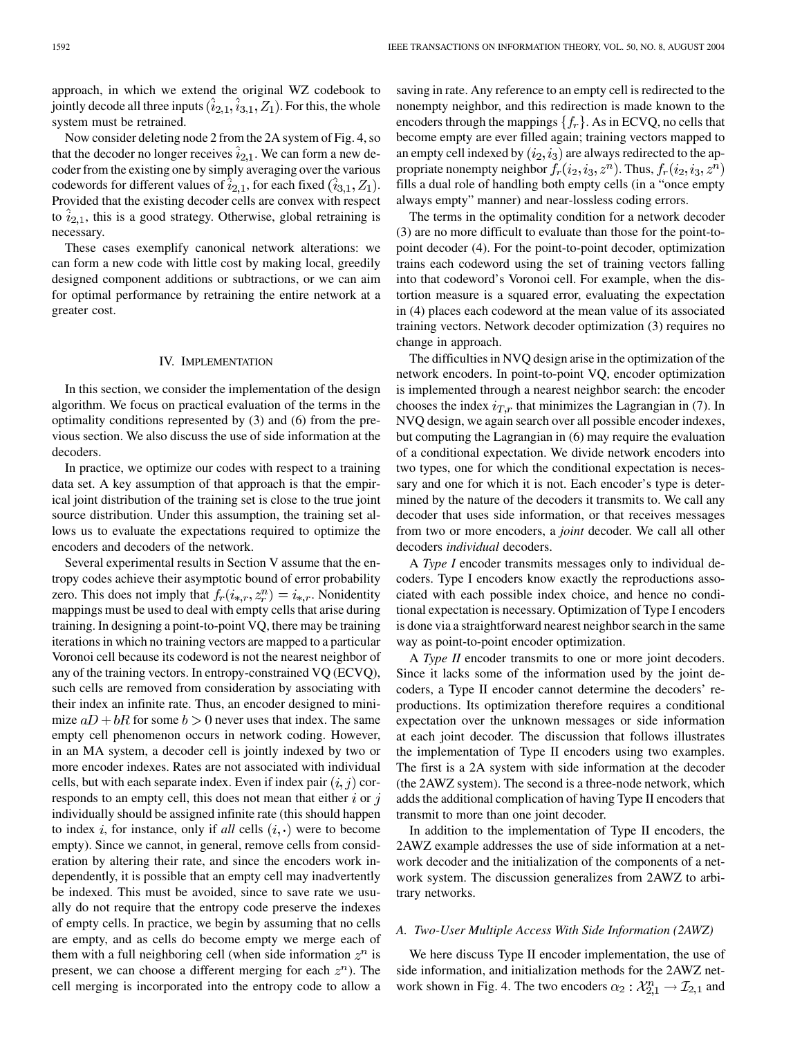approach, in which we extend the original WZ codebook to jointly decode all three inputs $(\hat{i}_{2,1}, \hat{i}_{3,1}, Z_1)$. For this, the whole system must be retrained.

Now consider deleting node 2 from the 2A system of Fig. 4, so that the decoder no longer receives $\hat{i}_{2,1}$. We can form a new decoder from the existing one by simply averaging over the various codewords for different values of $\hat{i}_{2,1}$, for each fixed $(\hat{i}_{3,1}, Z_1)$. Provided that the existing decoder cells are convex with respect to $\hat{i}_{2,1}$, this is a good strategy. Otherwise, global retraining is necessary.

These cases exemplify canonical network alterations: we can form a new code with little cost by making local, greedily designed component additions or subtractions, or we can aim for optimal performance by retraining the entire network at a greater cost.

## IV. Implementation

In this section, we consider the implementation of the design algorithm. We focus on practical evaluation of the terms in the optimality conditions represented by (3) and (6) from the previous section. We also discuss the use of side information at the decoders.

In practice, we optimize our codes with respect to a training data set. A key assumption of that approach is that the empirical joint distribution of the training set is close to the true joint source distribution. Under this assumption, the training set allows us to evaluate the expectations required to optimize the encoders and decoders of the network.

Several experimental results in Section V assume that the entropy codes achieve their asymptotic bound of error probability zero. This does not imply that $f_r(i_{*,r}, z_r^n) = i_{*,r}$. Nonidentity mappings must be used to deal with empty cells that arise during training. In designing a point-to-point VQ, there may be training iterations in which no training vectors are mapped to a particular Voronoi cell because its codeword is not the nearest neighbor of any of the training vectors. In entropy-constrained VQ (ECVQ), such cells are removed from consideration by associating with their index an infinite rate. Thus, an encoder designed to minimize $aD + bR$ for some $b > 0$ never uses that index. The same empty cell phenomenon occurs in network coding. However, in an MA system, a decoder cell is jointly indexed by two or more encoder indexes. Rates are not associated with individual cells, but with each separate index. Even if index pair $(i, j)$ corresponds to an empty cell, this does not mean that either $i$ or $j$ individually should be assigned infinite rate (this should happen to index $i$, for instance, only if *all* cells $(i, \cdot)$ were to become empty). Since we cannot, in general, remove cells from consideration by altering their rate, and since the encoders work independently, it is possible that an empty cell may inadvertently be indexed. This must be avoided, since to save rate we usually do not require that the entropy code preserve the indexes of empty cells. In practice, we begin by assuming that no cells are empty, and as cells do become empty we merge each of them with a full neighboring cell (when side information $z^n$ is present, we can choose a different merging for each $z^n$). The cell merging is incorporated into the entropy code to allow a saving in rate. Any reference to an empty cell is redirected to the nonempty neighbor, and this redirection is made known to the encoders through the mappings $\{f_r\}$. As in ECVQ, no cells that become empty are ever filled again; training vectors mapped to an empty cell indexed by $(i_2, i_3)$ are always redirected to the appropriate nonempty neighbor $f_r(i_2, i_3, z^n)$. Thus, $f_r(i_2, i_3, z^n)$ fills a dual role of handling both empty cells (in a "once empty always empty" manner) and near-lossless coding errors.

The terms in the optimality condition for a network decoder (3) are no more difficult to evaluate than those for the point-to-point decoder (4). For the point-to-point decoder, optimization trains each codeword using the set of training vectors falling into that codeword's Voronoi cell. For example, when the distortion measure is a squared error, evaluating the expectation in (4) places each codeword at the mean value of its associated training vectors. Network decoder optimization (3) requires no change in approach.

The difficulties in NVQ design arise in the optimization of the network encoders. In point-to-point VQ, encoder optimization is implemented through a nearest neighbor search: the encoder chooses the index $i_{T,r}$ that minimizes the Lagrangian in (7). In NVQ design, we again search over all possible encoder indexes, but computing the Lagrangian in (6) may require the evaluation of a conditional expectation. We divide network encoders into two types, one for which the conditional expectation is necessary and one for which it is not. Each encoder's type is determined by the nature of the decoders it transmits to. We call any decoder that uses side information, or that receives messages from two or more encoders, a *joint* decoder. We call all other decoders *individual* decoders.

A *Type I* encoder transmits messages only to individual decoders. Type I encoders know exactly the reproductions associated with each possible index choice, and hence no conditional expectation is necessary. Optimization of Type I encoders is done via a straightforward nearest neighbor search in the same way as point-to-point encoder optimization.

A *Type II* encoder transmits to one or more joint decoders. Since it lacks some of the information used by the joint decoders, a Type II encoder cannot determine the decoders' reproductions. Its optimization therefore requires a conditional expectation over the unknown messages or side information at each joint decoder. The discussion that follows illustrates the implementation of Type II encoders using two examples. The first is a 2A system with side information at the decoder (the 2AWZ system). The second is a three-node network, which adds the additional complication of having Type II encoders that transmit to more than one joint decoder.

In addition to the implementation of Type II encoders, the 2AWZ example addresses the use of side information at a network decoder and the initialization of the components of a network system. The discussion generalizes from 2AWZ to arbitrary networks.

### A. Two-User Multiple Access With Side Information (2AWZ)

We here discuss Type II encoder implementation, the use of side information, and initialization methods for the 2AWZ network shown in Fig. 4. The two encoders $\alpha_2 : \mathcal{X}_{2,1}^n \to \mathcal{I}_{2,1}$ and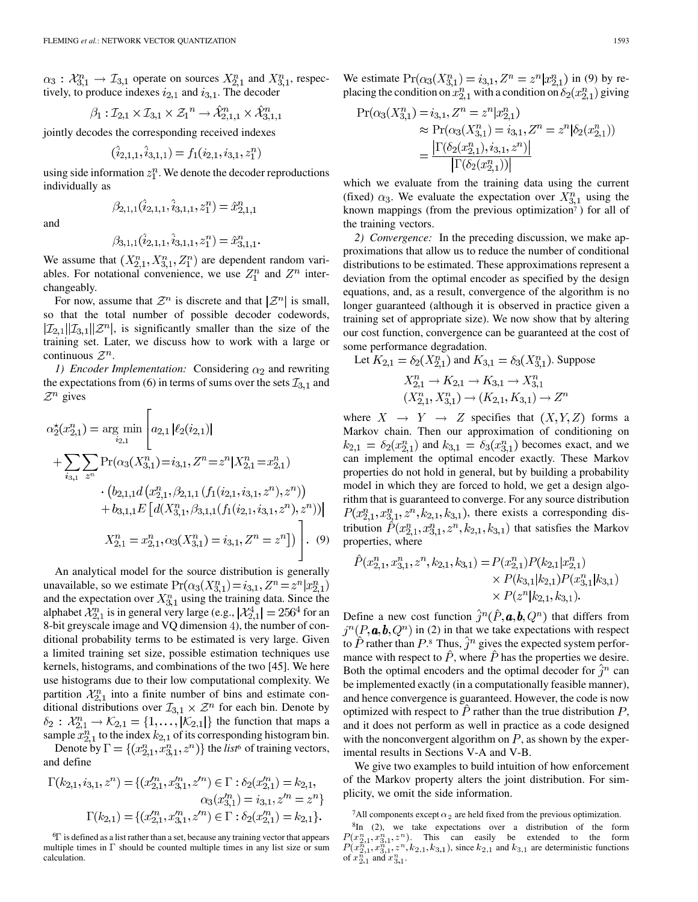$\alpha_3 : \mathcal{X}_{3,1}^n \rightarrow \mathcal{I}_{3,1}$ operate on sources $X_{2,1}^n$ and $X_{3,1}^n$, respectively, to produce indexes $i_{2,1}$ and $i_{3,1}$. The decoder

$$\beta_1 : \mathcal{I}_{2,1} \times \mathcal{I}_{3,1} \times \mathcal{Z}_1{}^n \rightarrow \hat{\mathcal{X}}_{2,1,1}^n \times \hat{\mathcal{X}}_{3,1,1}^n$$

jointly decodes the corresponding received indexes

$$(\hat{i}_{2,1,1}, \hat{i}_{3,1,1}) = f_1(i_{2,1}, i_{3,1}, z_1^n)$$

using side information $z_1^n$. We denote the decoder reproductions individually as

$$\beta_{2,1,1}(\hat{i}_{2,1,1}, \hat{i}_{3,1,1}, z_1^n) = \hat{x}_{2,1,1}^n$$

and

$$\beta_{3,1,1}(\hat{i}_{2,1,1}, \hat{i}_{3,1,1}, z_1^n) = \hat{x}_{3,1,1}^n.$$

We assume that $(X_{2,1}^n, X_{3,1}^n, Z_1^n)$ are dependent random variables. For notational convenience, we use $Z_1^n$ and $Z^n$ interchangeably.

For now, assume that $\mathcal{Z}^n$ is discrete and that $|\mathcal{Z}^n|$ is small, so that the total number of possible decoder codewords, $|\mathcal{I}_{2,1}||\mathcal{I}_{3,1}||\mathcal{Z}^n|$, is significantly smaller than the size of the training set. Later, we discuss how to work with a large or continuous $\mathcal{Z}^n$.

*1) Encoder Implementation:* Considering $\alpha_2$ and rewriting the expectations from (6) in terms of sums over the sets $\mathcal{I}_{3,1}$ and $\mathcal{Z}^n$ gives

$$\begin{aligned}
\alpha_2^\star(x_{2,1}^n) = \arg\min_{i_{2,1}} \Bigg[ & a_{2,1}|\ell_2(i_{2,1})| \\
& + \sum_{i_{3,1}} \sum_{z^n} \Pr(\alpha_3(X_{3,1}^n) = i_{3,1}, Z^n = z^n | X_{2,1}^n = x_{2,1}^n) \\
& \cdot \big(b_{2,1,1} d\left(x_{2,1}^n, \beta_{2,1,1}\left(f_1(i_{2,1}, i_{3,1}, z^n), z^n\right)\right) \\
& + b_{3,1,1} E\left[d(X_{3,1}^n, \beta_{3,1,1}(f_1(i_{2,1}, i_{3,1}, z^n), z^n))\right| \\
& X_{2,1}^n = x_{2,1}^n, \alpha_3(X_{3,1}^n) = i_{3,1}, Z^n = z^n\big]\big) \Bigg]. \quad (9)
\end{aligned}$$

An analytical model for the source distribution is generally unavailable, so we estimate $\Pr(\alpha_3(X_{3,1}^n) = i_{3,1}, Z^n = z^n | x_{2,1}^n)$ and the expectation over $X_{3,1}^n$ using the training data. Since the alphabet $\mathcal{X}_{2,1}^n$ is in general very large (e.g., $|\mathcal{X}_{2,1}^4| = 256^4$ for an 8-bit greyscale image and VQ dimension 4), the number of conditional probability terms to be estimated is very large. Given a limited training set size, possible estimation techniques use kernels, histograms, and combinations of the two [45]. We here use histograms due to their low computational complexity. We partition $\mathcal{X}_{2,1}^n$ into a finite number of bins and estimate conditional distributions over $\mathcal{I}_{3,1} \times \mathcal{Z}^n$ for each bin. Denote by $\delta_2 : \mathcal{X}_{2,1}^n \rightarrow \mathcal{K}_{2,1} = \{1, \ldots, |\mathcal{K}_{2,1}|\}$ the function that maps a sample $x_{2,1}^n$ to the index $k_{2,1}$ of its corresponding histogram bin.

Denote by $\Gamma = \{(x_{2,1}^n, x_{3,1}^n, z^n)\}$ the *list*[6] of training vectors, and define

$$\begin{aligned}
\Gamma(k_{2,1}, i_{3,1}, z^n) = \{(x_{2,1}'^n, x_{3,1}'^n, z'^n) \in \Gamma : \delta_2(x_{2,1}'^n) = k_{2,1}, \\
\alpha_3(x_{3,1}'^n) = i_{3,1}, z'^n = z^n\} \\
\Gamma(k_{2,1}) = \{(x_{2,1}'^n, x_{3,1}'^n, z'^n) \in \Gamma : \delta_2(x_{2,1}'^n) = k_{2,1}\}.
\end{aligned}$$

We estimate $\Pr(\alpha_3(X_{3,1}^n) = i_{3,1}, Z^n = z^n | x_{2,1}^n)$ in (9) by replacing the condition on $x_{2,1}^n$ with a condition on $\delta_2(x_{2,1}^n)$ giving

$$\begin{aligned}
\Pr(\alpha_3(X_{3,1}^n) = i_{3,1}, Z^n = z^n | x_{2,1}^n) \\
\approx \Pr(\alpha_3(X_{3,1}^n) = i_{3,1}, Z^n = z^n | \delta_2(x_{2,1}^n)) \\
= \frac{|\Gamma(\delta_2(x_{2,1}^n), i_{3,1}, z^n)|}{|\Gamma(\delta_2(x_{2,1}^n))|}
\end{aligned}$$

which we evaluate from the training data using the current (fixed) $\alpha_3$. We evaluate the expectation over $X_{3,1}^n$ using the known mappings (from the previous optimization[7]) for all of the training vectors.

*2) Convergence:* In the preceding discussion, we make approximations that allow us to reduce the number of conditional distributions to be estimated. These approximations represent a deviation from the optimal encoder as specified by the design equations, and, as a result, convergence of the algorithm is no longer guaranteed (although it is observed in practice given a training set of appropriate size). We now show that by altering our cost function, convergence can be guaranteed at the cost of some performance degradation.

Let $K_{2,1} = \delta_2(X_{2,1}^n)$ and $K_{3,1} = \delta_3(X_{3,1}^n)$. Suppose

$$\begin{aligned}
X_{2,1}^n \rightarrow K_{2,1} \rightarrow K_{3,1} \rightarrow X_{3,1}^n \\
(X_{2,1}^n, X_{3,1}^n) \rightarrow (K_{2,1}, K_{3,1}) \rightarrow Z^n
\end{aligned}$$

where $X \rightarrow Y \rightarrow Z$ specifies that $(X, Y, Z)$ forms a Markov chain. Then our approximation of conditioning on $k_{2,1} = \delta_2(x_{2,1}^n)$ and $k_{3,1} = \delta_3(x_{3,1}^n)$ becomes exact, and we can implement the optimal encoder exactly. These Markov properties do not hold in general, but by building a probability model in which they are forced to hold, we get a design algorithm that is guaranteed to converge. For any source distribution $P(x_{2,1}^n, x_{3,1}^n, z^n, k_{2,1}, k_{3,1})$, there exists a corresponding distribution $\hat{P}(x_{2,1}^n, x_{3,1}^n, z^n, k_{2,1}, k_{3,1})$ that satisfies the Markov properties, where

$$\begin{aligned}
\hat{P}(x_{2,1}^n, x_{3,1}^n, z^n, k_{2,1}, k_{3,1}) = P(x_{2,1}^n) P(k_{2,1} | x_{2,1}^n) \\
\times P(k_{3,1} | k_{2,1}) P(x_{3,1}^n | k_{3,1}) \\
\times P(z^n | k_{2,1}, k_{3,1}).
\end{aligned}$$

Define a new cost function $\hat{j}^n(\hat{P}, \boldsymbol{a}, \boldsymbol{b}, Q^n)$ that differs from $j^n(P, \boldsymbol{a}, \boldsymbol{b}, Q^n)$ in (2) in that we take expectations with respect to $\hat{P}$ rather than $P$.[8] Thus, $\hat{j}^n$ gives the expected system performance with respect to $\hat{P}$, where $\hat{P}$ has the properties we desire. Both the optimal encoders and the optimal decoder for $\hat{j}^n$ can be implemented exactly (in a computationally feasible manner), and hence convergence is guaranteed. However, the code is now optimized with respect to $\hat{P}$ rather than the true distribution $P$, and it does not perform as well in practice as a code designed with the nonconvergent algorithm on $P$, as shown by the experimental results in Sections V-A and V-B.

We give two examples to build intuition of how enforcement of the Markov property alters the joint distribution. For simplicity, we omit the side information.

[6] $\Gamma$ is defined as a list rather than a set, because any training vector that appears multiple times in $\Gamma$ should be counted multiple times in any list size or sum calculation.

[7] All components except $\alpha_2$ are held fixed from the previous optimization.

[8] In (2), we take expectations over a distribution of the form $P(x_{2,1}^n, x_{3,1}^n, z^n)$. This can easily be extended to the form $P(x_{2,1}^n, x_{3,1}^n, z^n, k_{2,1}, k_{3,1})$, since $k_{2,1}$ and $k_{3,1}$ are deterministic functions of $x_{2,1}^n$ and $x_{3,1}^n$.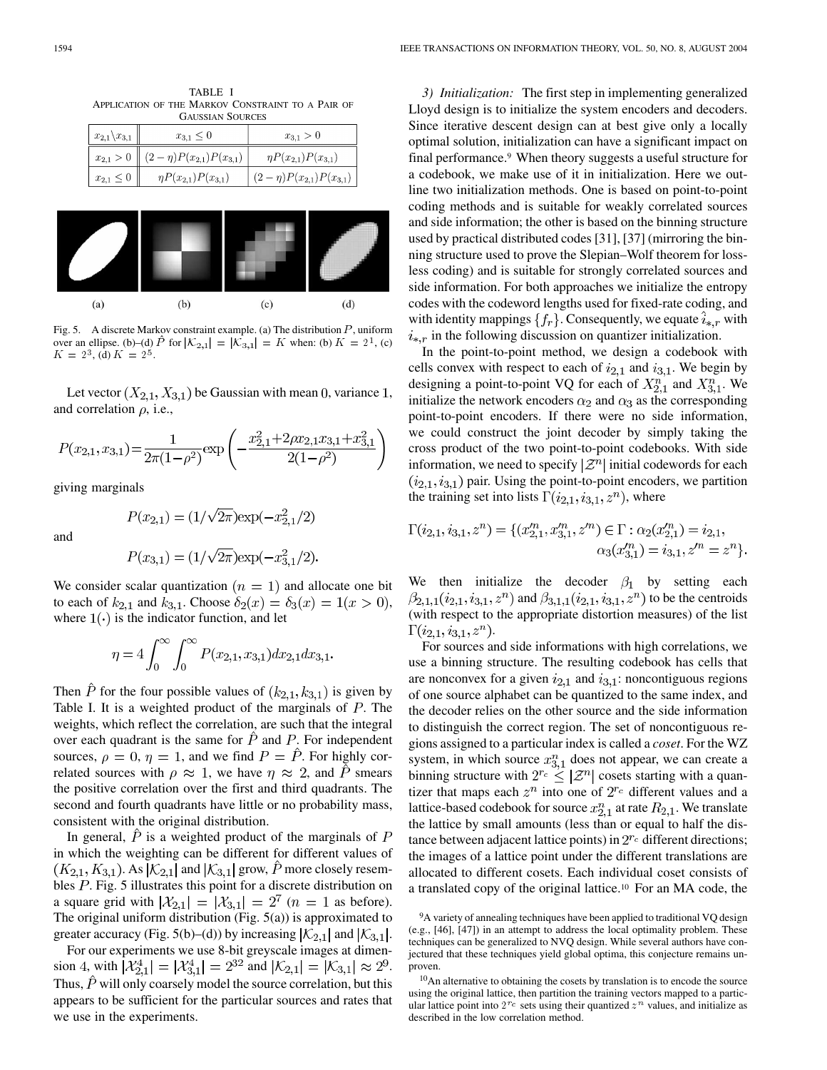TABLE I
APPLICATION OF THE MARKOV CONSTRAINT TO A PAIR OF GAUSSIAN SOURCES

| $x_{2,1} \backslash x_{3,1}$ | $x_{3,1} \leq 0$ | $x_{3,1} > 0$ |
|---|---|---|
| $x_{2,1} > 0$ | $(2-\eta)P(x_{2,1})P(x_{3,1})$ | $\eta P(x_{2,1})P(x_{3,1})$ |
| $x_{2,1} \leq 0$ | $\eta P(x_{2,1})P(x_{3,1})$ | $(2-\eta)P(x_{2,1})P(x_{3,1})$ |

Fig. 5. A discrete Markov constraint example. (a) The distribution $P$, uniform over an ellipse. (b)–(d) $\hat{P}$ for $|\mathcal{K}_{2,1}| = |\mathcal{K}_{3,1}| = K$ when: (b) $K = 2^1$, (c) $K = 2^3$, (d) $K = 2^5$.

Let vector $(X_{2,1}, X_{3,1})$ be Gaussian with mean 0, variance 1, and correlation $\rho$, i.e.,

$$P(x_{2,1}, x_{3,1}) = \frac{1}{2\pi(1-\rho^2)} \exp\left(-\frac{x_{2,1}^2 + 2\rho x_{2,1}x_{3,1} + x_{3,1}^2}{2(1-\rho^2)}\right)$$

giving marginals

$$P(x_{2,1}) = (1/\sqrt{2\pi})\exp(-x_{2,1}^2/2)$$

and

$$P(x_{3,1}) = (1/\sqrt{2\pi})\exp(-x_{3,1}^2/2).$$

We consider scalar quantization ($n = 1$) and allocate one bit to each of $k_{2,1}$ and $k_{3,1}$. Choose $\delta_2(x) = \delta_3(x) = 1(x > 0)$, where $1(\cdot)$ is the indicator function, and let

$$\eta = 4\int_0^\infty \int_0^\infty P(x_{2,1}, x_{3,1})dx_{2,1}dx_{3,1}.$$

Then $\hat{P}$ for the four possible values of $(k_{2,1}, k_{3,1})$ is given by Table I. It is a weighted product of the marginals of $P$. The weights, which reflect the correlation, are such that the integral over each quadrant is the same for $\hat{P}$ and $P$. For independent sources, $\rho = 0$, $\eta = 1$, and we find $P = \hat{P}$. For highly correlated sources with $\rho \approx 1$, we have $\eta \approx 2$, and $\hat{P}$ smears the positive correlation over the first and third quadrants. The second and fourth quadrants have little or no probability mass, consistent with the original distribution.

In general, $\hat{P}$ is a weighted product of the marginals of $P$ in which the weighting can be different for different values of $(K_{2,1}, K_{3,1})$. As $|\mathcal{K}_{2,1}|$ and $|\mathcal{K}_{3,1}|$ grow, $\hat{P}$ more closely resembles $P$. Fig. 5 illustrates this point for a discrete distribution on a square grid with $|\mathcal{X}_{2,1}| = |\mathcal{X}_{3,1}| = 2^7$ ($n = 1$ as before). The original uniform distribution (Fig. 5(a)) is approximated to greater accuracy (Fig. 5(b)–(d)) by increasing $|\mathcal{K}_{2,1}|$ and $|\mathcal{K}_{3,1}|$.

For our experiments we use 8-bit greyscale images at dimension 4, with $|\mathcal{X}_{2,1}^4| = |\mathcal{X}_{3,1}^4| = 2^{32}$ and $|\mathcal{K}_{2,1}| = |\mathcal{K}_{3,1}| \approx 2^9$. Thus, $\hat{P}$ will only coarsely model the source correlation, but this appears to be sufficient for the particular sources and rates that we use in the experiments.

*3) Initialization:* The first step in implementing generalized Lloyd design is to initialize the system encoders and decoders. Since iterative descent design can at best give only a locally optimal solution, initialization can have a significant impact on final performance.[9] When theory suggests a useful structure for a codebook, we make use of it in initialization. Here we outline two initialization methods. One is based on point-to-point coding methods and is suitable for weakly correlated sources and side information; the other is based on the binning structure used by practical distributed codes [31], [37] (mirroring the binning structure used to prove the Slepian–Wolf theorem for lossless coding) and is suitable for strongly correlated sources and side information. For both approaches we initialize the entropy codes with the codeword lengths used for fixed-rate coding, and with identity mappings $\{f_r\}$. Consequently, we equate $\hat{i}_{*,r}$ with $i_{*,r}$ in the following discussion on quantizer initialization.

In the point-to-point method, we design a codebook with cells convex with respect to each of $i_{2,1}$ and $i_{3,1}$. We begin by designing a point-to-point VQ for each of $X_{2,1}^n$ and $X_{3,1}^n$. We initialize the network encoders $\alpha_2$ and $\alpha_3$ as the corresponding point-to-point encoders. If there were no side information, we could construct the joint decoder by simply taking the cross product of the two point-to-point codebooks. With side information, we need to specify $|\mathcal{Z}^n|$ initial codewords for each $(i_{2,1}, i_{3,1})$ pair. Using the point-to-point encoders, we partition the training set into lists $\Gamma(i_{2,1}, i_{3,1}, z^n)$, where

$$\Gamma(i_{2,1}, i_{3,1}, z^n) = \{(x'^n_{2,1}, x'^n_{3,1}, z'^n) \in \Gamma : \alpha_2(x'^n_{2,1}) = i_{2,1}, \alpha_3(x'^n_{3,1}) = i_{3,1}, z'^n = z^n\}.$$

We then initialize the decoder $\beta_1$ by setting each $\beta_{2,1,1}(i_{2,1}, i_{3,1}, z^n)$ and $\beta_{3,1,1}(i_{2,1}, i_{3,1}, z^n)$ to be the centroids (with respect to the appropriate distortion measures) of the list $\Gamma(i_{2,1}, i_{3,1}, z^n)$.

For sources and side informations with high correlations, we use a binning structure. The resulting codebook has cells that are nonconvex for a given $i_{2,1}$ and $i_{3,1}$: noncontiguous regions of one source alphabet can be quantized to the same index, and the decoder relies on the other source and the side information to distinguish the correct region. The set of noncontiguous regions assigned to a particular index is called a *coset*. For the WZ system, in which source $x_{3,1}^n$ does not appear, we can create a binning structure with $2^{r_c} \leq |\mathcal{Z}^n|$ cosets starting with a quantizer that maps each $z^n$ into one of $2^{r_c}$ different values and a lattice-based codebook for source $x_{2,1}^n$ at rate $R_{2,1}$. We translate the lattice by small amounts (less than or equal to half the distance between adjacent lattice points) in $2^{r_c}$ different directions; the images of a lattice point under the different translations are allocated to different cosets. Each individual coset consists of a translated copy of the original lattice.[10] For an MA code, the

[9] A variety of annealing techniques have been applied to traditional VQ design (e.g., [46], [47]) in an attempt to address the local optimality problem. These techniques can be generalized to NVQ design. While several authors have conjectured that these techniques yield global optima, this conjecture remains unproven.

[10] An alternative to obtaining the cosets by translation is to encode the source using the original lattice, then partition the training vectors mapped to a particular lattice point into $2^{r_c}$ sets using their quantized $z^n$ values, and initialize as described in the low correlation method.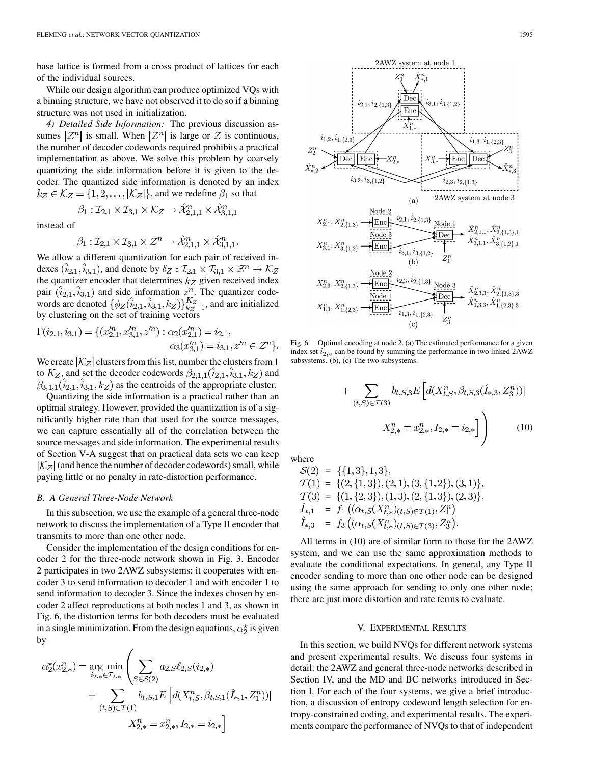base lattice is formed from a cross product of lattices for each of the individual sources.

While our design algorithm can produce optimized VQs with a binning structure, we have not observed it to do so if a binning structure was not used in initialization.

*4) Detailed Side Information:* The previous discussion assumes $|\mathcal{Z}^n|$ is small. When $|\mathcal{Z}^n|$ is large or $\mathcal{Z}$ is continuous, the number of decoder codewords required prohibits a practical implementation as above. We solve this problem by coarsely quantizing the side information before it is given to the decoder. The quantized side information is denoted by an index $k_Z \in \mathcal{K}_Z = \{1, 2, \ldots, |\mathcal{K}_Z|\}$, and we redefine $\beta_1$ so that

$$\beta_1 : \mathcal{I}_{2,1} \times \mathcal{I}_{3,1} \times \mathcal{K}_Z \rightarrow \hat{\mathcal{X}}^n_{2,1,1} \times \hat{\mathcal{X}}^n_{3,1,1}$$

instead of

$$\beta_1 : \mathcal{I}_{2,1} \times \mathcal{I}_{3,1} \times \mathcal{Z}^n \rightarrow \hat{\mathcal{X}}^n_{2,1,1} \times \hat{\mathcal{X}}^n_{3,1,1}.$$

We allow a different quantization for each pair of received indexes $(\hat{i}_{2,1}, \hat{i}_{3,1})$, and denote by $\delta_Z : \mathcal{I}_{2,1} \times \mathcal{I}_{3,1} \times \mathcal{Z}^n \rightarrow \mathcal{K}_Z$ the quantizer encoder that determines $k_Z$ given received index pair $(\hat{i}_{2,1}, \hat{i}_{3,1})$ and side information $z^n$. The quantizer codewords are denoted $\{\phi_Z(\hat{i}_{2,1}, \hat{i}_{3,1}, k_Z)\}_{k_Z=1}^{K_Z}$, and are initialized by clustering on the set of training vectors

$$\Gamma(i_{2,1}, i_{3,1}) = \{(x'^n_{2,1}, x'^n_{3,1}, z'^n) : \alpha_2(x'^n_{2,1}) = i_{2,1}, \alpha_3(x'^n_{3,1}) = i_{3,1}, z'^n \in \mathcal{Z}^n\}.$$

We create $|\mathcal{K}_Z|$ clusters from this list, number the clusters from 1 to $K_Z$, and set the decoder codewords $\beta_{2,1,1}(\hat{i}_{2,1}, \hat{i}_{3,1}, k_Z)$ and $\beta_{3,1,1}(\hat{i}_{2,1}, \hat{i}_{3,1}, k_Z)$ as the centroids of the appropriate cluster.

Quantizing the side information is a practical rather than an optimal strategy. However, provided the quantization is of a significantly higher rate than that used for the source messages, we can capture essentially all of the correlation between the source messages and side information. The experimental results of Section V-A suggest that on practical data sets we can keep $|\mathcal{K}_Z|$ (and hence the number of decoder codewords) small, while paying little or no penalty in rate-distortion performance.

### B. A General Three-Node Network

In this subsection, we use the example of a general three-node network to discuss the implementation of a Type II encoder that transmits to more than one other node.

Consider the implementation of the design conditions for encoder 2 for the three-node network shown in Fig. 3. Encoder 2 participates in two 2AWZ subsystems: it cooperates with encoder 3 to send information to decoder 1 and with encoder 1 to send information to decoder 3. Since the indexes chosen by encoder 2 affect reproductions at both nodes 1 and 3, as shown in Fig. 6, the distortion terms for both decoders must be evaluated in a single minimization. From the design equations, $\alpha_2^\star$ is given by

$$\alpha_2^\star(x^n_{2,*}) = \arg\min_{i_{2,*} \in \mathcal{I}_{2,*}} \Bigg( \sum_{S \in \mathcal{S}(2)} a_{2,S} \ell_{2,S}(i_{2,*}) + \sum_{(t,S) \in \mathcal{T}(1)} b_{t,S,1} E\Big[ d(X^n_{t,S}, \beta_{t,S,1}(\hat{I}_{*,1}, Z^n_1)) \Big| X^n_{2,*} = x^n_{2,*}, I_{2,*} = i_{2,*} \Big] + \sum_{(t,S) \in \mathcal{T}(3)} b_{t,S,3} E\Big[ d(X^n_{t,S}, \beta_{t,S,3}(\hat{I}_{*,3}, Z^n_3)) \Big| X^n_{2,*} = x^n_{2,*}, I_{2,*} = i_{2,*} \Big] \Bigg) \tag{10}$$

Fig. 6. Optimal encoding at node 2. (a) The estimated performance for a given index set $i_{2,*}$ can be found by summing the performance in two linked 2AWZ subsystems. (b), (c) The two subsystems.

where

$$\begin{aligned}
\mathcal{S}(2) &= \{\{1,3\}, 1, 3\}, \\
\mathcal{T}(1) &= \{(2,\{1,3\}), (2,1), (3,\{1,2\}), (3,1)\}, \\
\mathcal{T}(3) &= \{(1,\{2,3\}), (1,3), (2,\{1,3\}), (2,3)\}. \\
\hat{I}_{*,1} &= f_1\left((\alpha_{t,S}(X^n_{t,*}))_{(t,S)\in\mathcal{T}(1)}, Z^n_1\right) \\
\hat{I}_{*,3} &= f_3\left((\alpha_{t,S}(X^n_{t,*}))_{(t,S)\in\mathcal{T}(3)}, Z^n_3\right).
\end{aligned}$$

All terms in (10) are of similar form to those for the 2AWZ system, and we can use the same approximation methods to evaluate the conditional expectations. In general, any Type II encoder sending to more than one other node can be designed using the same approach for sending to only one other node; there are just more distortion and rate terms to evaluate.

## V. Experimental Results

In this section, we build NVQs for different network systems and present experimental results. We discuss four systems in detail: the 2AWZ and general three-node networks described in Section IV, and the MD and BC networks introduced in Section I. For each of the four systems, we give a brief introduction, a discussion of entropy codeword length selection for entropy-constrained coding, and experimental results. The experiments compare the performance of NVQs to that of independent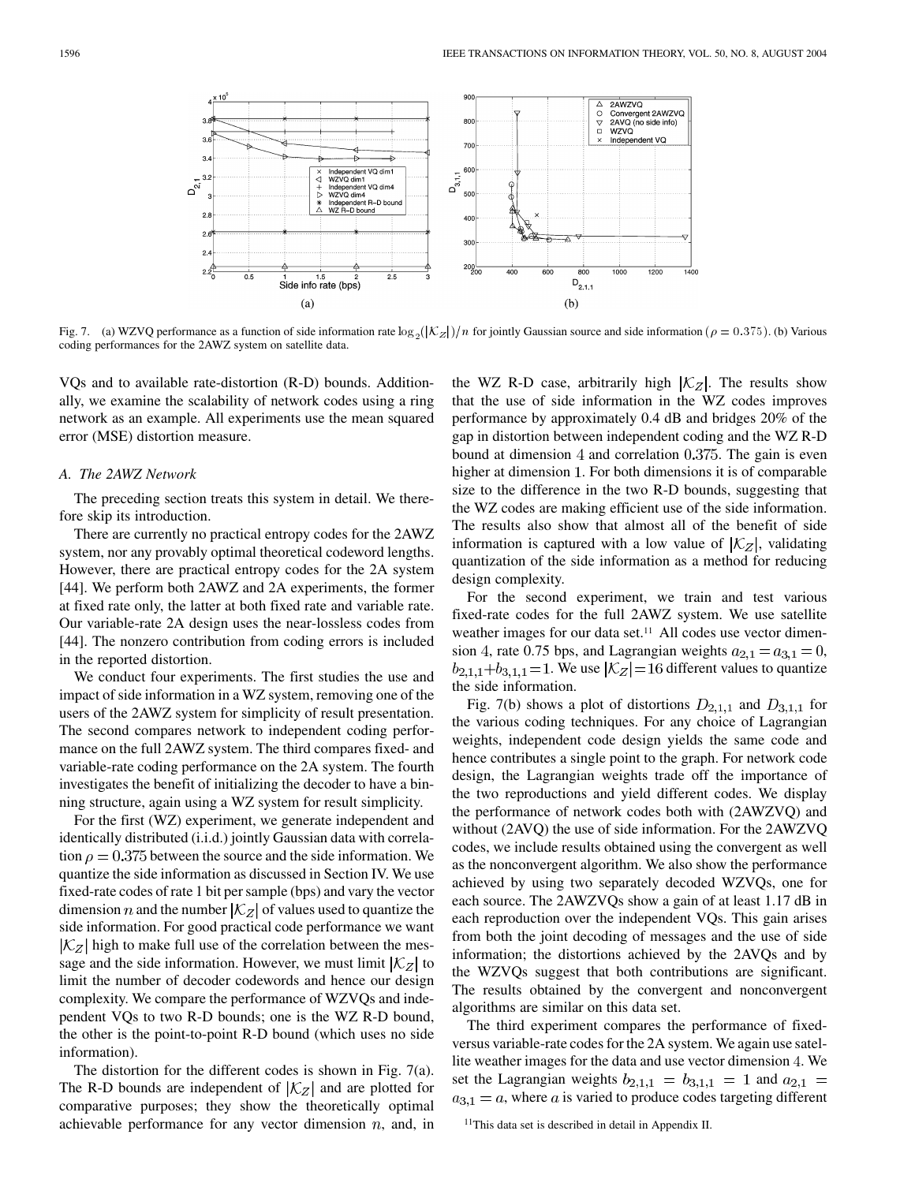Fig. 7. (a) WZVQ performance as a function of side information rate $\log_2(|\mathcal{K}_Z|)/n$ for jointly Gaussian source and side information ($\rho = 0.375$). (b) Various coding performances for the 2AWZ system on satellite data.

VQs and to available rate-distortion (R-D) bounds. Additionally, we examine the scalability of network codes using a ring network as an example. All experiments use the mean squared error (MSE) distortion measure.

### A. The 2AWZ Network

The preceding section treats this system in detail. We therefore skip its introduction.

There are currently no practical entropy codes for the 2AWZ system, nor any provably optimal theoretical codeword lengths. However, there are practical entropy codes for the 2A system [44]. We perform both 2AWZ and 2A experiments, the former at fixed rate only, the latter at both fixed rate and variable rate. Our variable-rate 2A design uses the near-lossless codes from [44]. The nonzero contribution from coding errors is included in the reported distortion.

We conduct four experiments. The first studies the use and impact of side information in a WZ system, removing one of the users of the 2AWZ system for simplicity of result presentation. The second compares network to independent coding performance on the full 2AWZ system. The third compares fixed- and variable-rate coding performance on the 2A system. The fourth investigates the benefit of initializing the decoder to have a binning structure, again using a WZ system for result simplicity.

For the first (WZ) experiment, we generate independent and identically distributed (i.i.d.) jointly Gaussian data with correlation $\rho = 0.375$ between the source and the side information. We quantize the side information as discussed in Section IV. We use fixed-rate codes of rate 1 bit per sample (bps) and vary the vector dimension $n$ and the number $|\mathcal{K}_Z|$ of values used to quantize the side information. For good practical code performance we want $|\mathcal{K}_Z|$ high to make full use of the correlation between the message and the side information. However, we must limit $|\mathcal{K}_Z|$ to limit the number of decoder codewords and hence our design complexity. We compare the performance of WZVQs and independent VQs to two R-D bounds; one is the WZ R-D bound, the other is the point-to-point R-D bound (which uses no side information).

The distortion for the different codes is shown in Fig. 7(a). The R-D bounds are independent of $|\mathcal{K}_Z|$ and are plotted for comparative purposes; they show the theoretically optimal achievable performance for any vector dimension $n$, and, in the WZ R-D case, arbitrarily high $|\mathcal{K}_Z|$. The results show that the use of side information in the WZ codes improves performance by approximately 0.4 dB and bridges 20% of the gap in distortion between independent coding and the WZ R-D bound at dimension $4$ and correlation $0.375$. The gain is even higher at dimension $1$. For both dimensions it is of comparable size to the difference in the two R-D bounds, suggesting that the WZ codes are making efficient use of the side information. The results also show that almost all of the benefit of side information is captured with a low value of $|\mathcal{K}_Z|$, validating quantization of the side information as a method for reducing design complexity.

For the second experiment, we train and test various fixed-rate codes for the full 2AWZ system. We use satellite weather images for our data set.[11] All codes use vector dimension 4, rate 0.75 bps, and Lagrangian weights $a_{2,1} = a_{3,1} = 0$, $b_{2,1,1} + b_{3,1,1} = 1$. We use $|\mathcal{K}_Z| = 16$ different values to quantize the side information.

Fig. 7(b) shows a plot of distortions $D_{2,1,1}$ and $D_{3,1,1}$ for the various coding techniques. For any choice of Lagrangian weights, independent code design yields the same code and hence contributes a single point to the graph. For network code design, the Lagrangian weights trade off the importance of the two reproductions and yield different codes. We display the performance of network codes both with (2AWZVQ) and without (2AVQ) the use of side information. For the 2AWZVQ codes, we include results obtained using the convergent as well as the nonconvergent algorithm. We also show the performance achieved by using two separately decoded WZVQs, one for each source. The 2AWZVQs show a gain of at least 1.17 dB in each reproduction over the independent VQs. This gain arises from both the joint decoding of messages and the use of side information; the distortions achieved by the 2AVQs and by the WZVQs suggest that both contributions are significant. The results obtained by the convergent and nonconvergent algorithms are similar on this data set.

The third experiment compares the performance of fixed- versus variable-rate codes for the 2A system. We again use satellite weather images for the data and use vector dimension $4$. We set the Lagrangian weights $b_{2,1,1} = b_{3,1,1} = 1$ and $a_{2,1} = a_{3,1} = a$, where $a$ is varied to produce codes targeting different

[11] This data set is described in detail in Appendix II.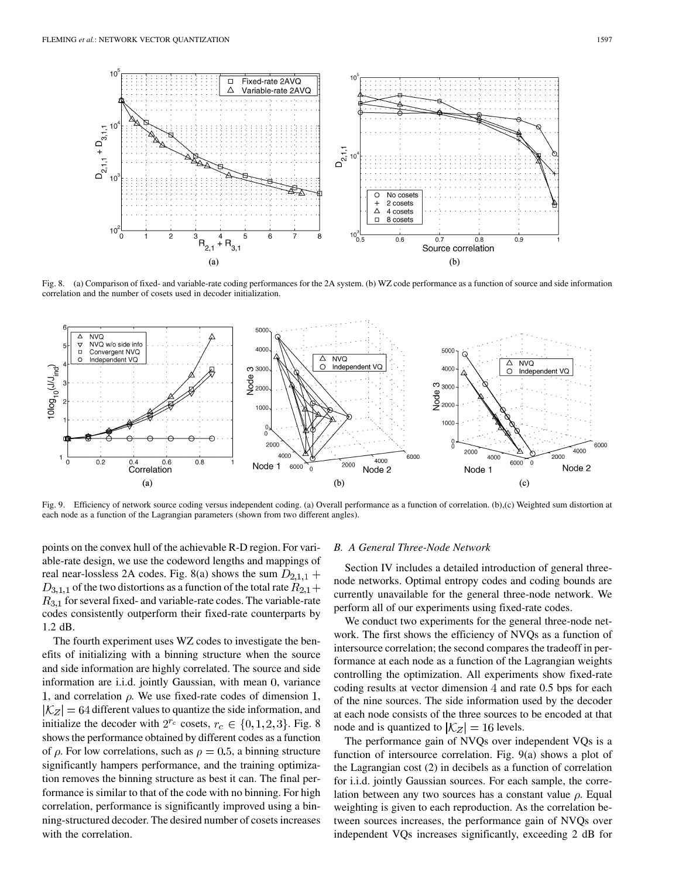Fig. 8. (a) Comparison of fixed- and variable-rate coding performances for the 2A system. (b) WZ code performance as a function of source and side information correlation and the number of cosets used in decoder initialization.

Fig. 9. Efficiency of network source coding versus independent coding. (a) Overall performance as a function of correlation. (b),(c) Weighted sum distortion at each node as a function of the Lagrangian parameters (shown from two different angles).

points on the convex hull of the achievable R-D region. For variable-rate design, we use the codeword lengths and mappings of real near-lossless 2A codes. Fig. 8(a) shows the sum $D_{2,1,1} + D_{3,1,1}$ of the two distortions as a function of the total rate $R_{2,1} + R_{3,1}$ for several fixed- and variable-rate codes. The variable-rate codes consistently outperform their fixed-rate counterparts by 1.2 dB.

The fourth experiment uses WZ codes to investigate the benefits of initializing with a binning structure when the source and side information are highly correlated. The source and side information are i.i.d. jointly Gaussian, with mean 0, variance 1, and correlation $\rho$. We use fixed-rate codes of dimension 1, $|\mathcal{K}_Z| = 64$ different values to quantize the side information, and initialize the decoder with $2^{r_c}$ cosets, $r_c \in \{0, 1, 2, 3\}$. Fig. 8 shows the performance obtained by different codes as a function of $\rho$. For low correlations, such as $\rho = 0.5$, a binning structure significantly hampers performance, and the training optimization removes the binning structure as best it can. The final performance is similar to that of the code with no binning. For high correlation, performance is significantly improved using a binning-structured decoder. The desired number of cosets increases with the correlation.

### B. A General Three-Node Network

Section IV includes a detailed introduction of general three-node networks. Optimal entropy codes and coding bounds are currently unavailable for the general three-node network. We perform all of our experiments using fixed-rate codes.

We conduct two experiments for the general three-node network. The first shows the efficiency of NVQs as a function of intersource correlation; the second compares the tradeoff in performance at each node as a function of the Lagrangian weights controlling the optimization. All experiments show fixed-rate coding results at vector dimension 4 and rate 0.5 bps for each of the nine sources. The side information used by the decoder at each node consists of the three sources to be encoded at that node and is quantized to $|\mathcal{K}_Z| = 16$ levels.

The performance gain of NVQs over independent VQs is a function of intersource correlation. Fig. 9(a) shows a plot of the Lagrangian cost (2) in decibels as a function of correlation for i.i.d. jointly Gaussian sources. For each sample, the correlation between any two sources has a constant value $\rho$. Equal weighting is given to each reproduction. As the correlation between sources increases, the performance gain of NVQs over independent VQs increases significantly, exceeding 2 dB for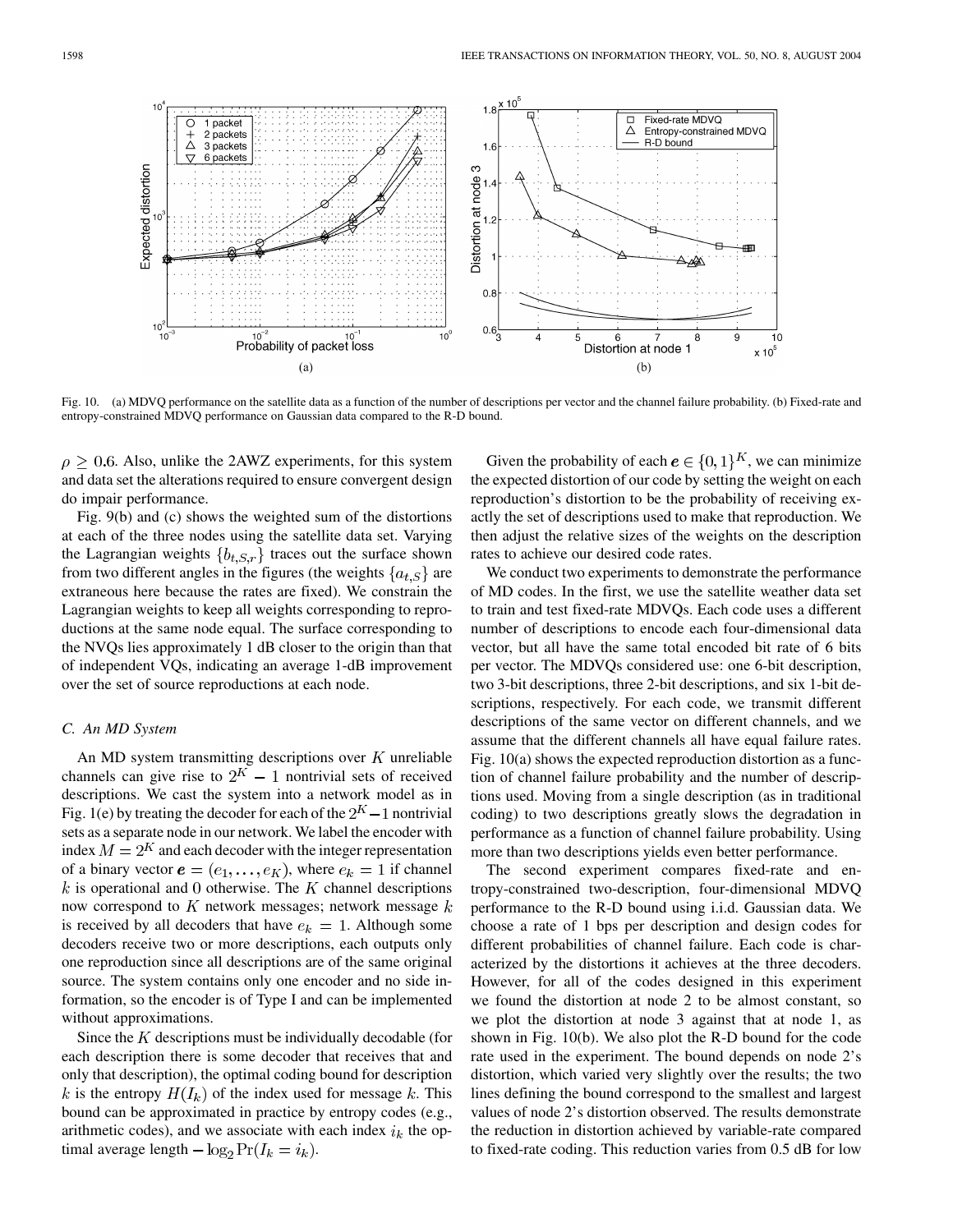Fig. 10. (a) MDVQ performance on the satellite data as a function of the number of descriptions per vector and the channel failure probability. (b) Fixed-rate and entropy-constrained MDVQ performance on Gaussian data compared to the R-D bound.

$\rho \geq 0.6$. Also, unlike the 2AWZ experiments, for this system and data set the alterations required to ensure convergent design do impair performance.

Fig. 9(b) and (c) shows the weighted sum of the distortions at each of the three nodes using the satellite data set. Varying the Lagrangian weights $\{b_{t,S,r}\}$ traces out the surface shown from two different angles in the figures (the weights $\{a_{t,S}\}$ are extraneous here because the rates are fixed). We constrain the Lagrangian weights to keep all weights corresponding to reproductions at the same node equal. The surface corresponding to the NVQs lies approximately 1 dB closer to the origin than that of independent VQs, indicating an average 1-dB improvement over the set of source reproductions at each node.

### C. An MD System

An MD system transmitting descriptions over $K$ unreliable channels can give rise to $2^K - 1$ nontrivial sets of received descriptions. We cast the system into a network model as in Fig. 1(e) by treating the decoder for each of the $2^K - 1$ nontrivial sets as a separate node in our network. We label the encoder with index $M = 2^K$ and each decoder with the integer representation of a binary vector $\boldsymbol{e} = (e_1, \ldots, e_K)$, where $e_k = 1$ if channel $k$ is operational and 0 otherwise. The $K$ channel descriptions now correspond to $K$ network messages; network message $k$ is received by all decoders that have $e_k = 1$. Although some decoders receive two or more descriptions, each outputs only one reproduction since all descriptions are of the same original source. The system contains only one encoder and no side information, so the encoder is of Type I and can be implemented without approximations.

Since the $K$ descriptions must be individually decodable (for each description there is some decoder that receives that and only that description), the optimal coding bound for description $k$ is the entropy $H(I_k)$ of the index used for message $k$. This bound can be approximated in practice by entropy codes (e.g., arithmetic codes), and we associate with each index $i_k$ the optimal average length $-\log_2 \Pr(I_k = i_k)$.

Given the probability of each $\boldsymbol{e} \in \{0, 1\}^K$, we can minimize the expected distortion of our code by setting the weight on each reproduction's distortion to be the probability of receiving exactly the set of descriptions used to make that reproduction. We then adjust the relative sizes of the weights on the description rates to achieve our desired code rates.

We conduct two experiments to demonstrate the performance of MD codes. In the first, we use the satellite weather data set to train and test fixed-rate MDVQs. Each code uses a different number of descriptions to encode each four-dimensional data vector, but all have the same total encoded bit rate of 6 bits per vector. The MDVQs considered use: one 6-bit description, two 3-bit descriptions, three 2-bit descriptions, and six 1-bit descriptions, respectively. For each code, we transmit different descriptions of the same vector on different channels, and we assume that the different channels all have equal failure rates. Fig. 10(a) shows the expected reproduction distortion as a function of channel failure probability and the number of descriptions used. Moving from a single description (as in traditional coding) to two descriptions greatly slows the degradation in performance as a function of channel failure probability. Using more than two descriptions yields even better performance.

The second experiment compares fixed-rate and entropy-constrained two-description, four-dimensional MDVQ performance to the R-D bound using i.i.d. Gaussian data. We choose a rate of 1 bps per description and design codes for different probabilities of channel failure. Each code is characterized by the distortions it achieves at the three decoders. However, for all of the codes designed in this experiment we found the distortion at node 2 to be almost constant, so we plot the distortion at node 3 against that at node 1, as shown in Fig. 10(b). We also plot the R-D bound for the code rate used in the experiment. The bound depends on node 2's distortion, which varied very slightly over the results; the two lines defining the bound correspond to the smallest and largest values of node 2's distortion observed. The results demonstrate the reduction in distortion achieved by variable-rate compared to fixed-rate coding. This reduction varies from 0.5 dB for low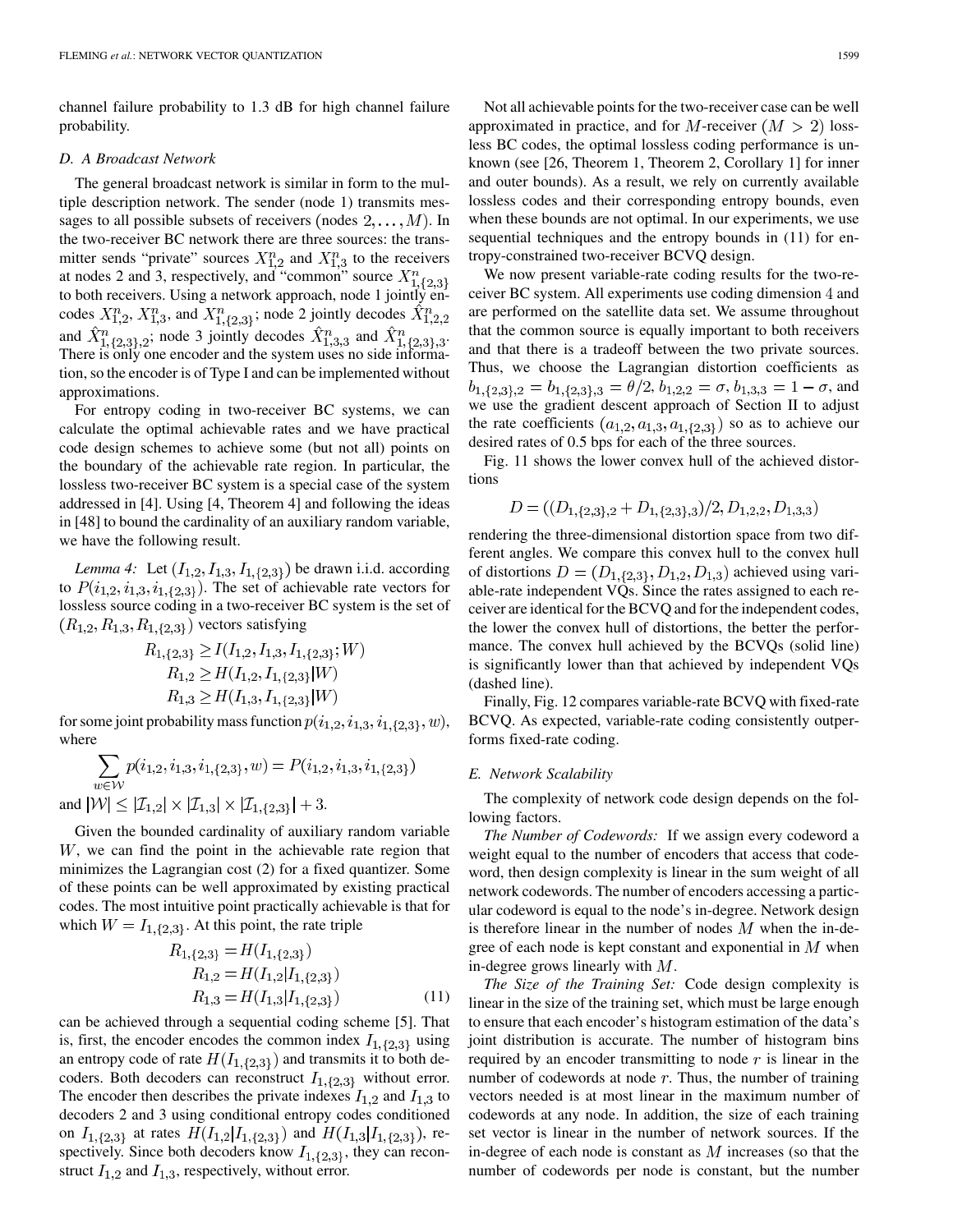channel failure probability to 1.3 dB for high channel failure probability.

### D. A Broadcast Network

The general broadcast network is similar in form to the multiple description network. The sender (node 1) transmits messages to all possible subsets of receivers (nodes $2, \ldots, M$). In the two-receiver BC network there are three sources: the transmitter sends "private" sources $X^n_{1,2}$ and $X^n_{1,3}$ to the receivers at nodes 2 and 3, respectively, and "common" source $X^n_{1,\{2,3\}}$ to both receivers. Using a network approach, node 1 jointly encodes $X^n_{1,2}$, $X^n_{1,3}$, and $X^n_{1,\{2,3\}}$; node 2 jointly decodes $\hat{X}^n_{1,2,2}$ and $\hat{X}^n_{1,\{2,3\},2}$; node 3 jointly decodes $\hat{X}^n_{1,3,3}$ and $\hat{X}^n_{1,\{2,3\},3}$. There is only one encoder and the system uses no side information, so the encoder is of Type I and can be implemented without approximations.

For entropy coding in two-receiver BC systems, we can calculate the optimal achievable rates and we have practical code design schemes to achieve some (but not all) points on the boundary of the achievable rate region. In particular, the lossless two-receiver BC system is a special case of the system addressed in [4]. Using [4, Theorem 4] and following the ideas in [48] to bound the cardinality of an auxiliary random variable, we have the following result.

*Lemma 4:* Let $(I_{1,2}, I_{1,3}, I_{1,\{2,3\}})$ be drawn i.i.d. according to $P(i_{1,2}, i_{1,3}, i_{1,\{2,3\}})$. The set of achievable rate vectors for lossless source coding in a two-receiver BC system is the set of $(R_{1,2}, R_{1,3}, R_{1,\{2,3\}})$ vectors satisfying

$$
\begin{aligned}
R_{1,\{2,3\}} &\geq I(I_{1,2}, I_{1,3}, I_{1,\{2,3\}}; W) \\
R_{1,2} &\geq H(I_{1,2}, I_{1,\{2,3\}} | W) \\
R_{1,3} &\geq H(I_{1,3}, I_{1,\{2,3\}} | W)
\end{aligned}
$$

for some joint probability mass function $p(i_{1,2}, i_{1,3}, i_{1,\{2,3\}}, w)$, where

$$
\sum_{w \in \mathcal{W}} p(i_{1,2}, i_{1,3}, i_{1,\{2,3\}}, w) = P(i_{1,2}, i_{1,3}, i_{1,\{2,3\}})
$$

and $|\mathcal{W}| \leq |\mathcal{I}_{1,2}| \times |\mathcal{I}_{1,3}| \times |\mathcal{I}_{1,\{2,3\}}| + 3$.

Given the bounded cardinality of auxiliary random variable $W$, we can find the point in the achievable rate region that minimizes the Lagrangian cost (2) for a fixed quantizer. Some of these points can be well approximated by existing practical codes. The most intuitive point practically achievable is that for which $W = I_{1,\{2,3\}}$. At this point, the rate triple

$$
\begin{aligned}
R_{1,\{2,3\}} &= H(I_{1,\{2,3\}}) \\
R_{1,2} &= H(I_{1,2} | I_{1,\{2,3\}}) \\
R_{1,3} &= H(I_{1,3} | I_{1,\{2,3\}})
\end{aligned}
\tag{11}
$$

can be achieved through a sequential coding scheme [5]. That is, first, the encoder encodes the common index $I_{1,\{2,3\}}$ using an entropy code of rate $H(I_{1,\{2,3\}})$ and transmits it to both decoders. Both decoders can reconstruct $I_{1,\{2,3\}}$ without error. The encoder then describes the private indexes $I_{1,2}$ and $I_{1,3}$ to decoders 2 and 3 using conditional entropy codes conditioned on $I_{1,\{2,3\}}$ at rates $H(I_{1,2}|I_{1,\{2,3\}})$ and $H(I_{1,3}|I_{1,\{2,3\}})$, respectively. Since both decoders know $I_{1,\{2,3\}}$, they can reconstruct $I_{1,2}$ and $I_{1,3}$, respectively, without error.

Not all achievable points for the two-receiver case can be well approximated in practice, and for $M$-receiver ($M > 2$) lossless BC codes, the optimal lossless coding performance is unknown (see [26, Theorem 1, Theorem 2, Corollary 1] for inner and outer bounds). As a result, we rely on currently available lossless codes and their corresponding entropy bounds, even when these bounds are not optimal. In our experiments, we use sequential techniques and the entropy bounds in (11) for entropy-constrained two-receiver BCVQ design.

We now present variable-rate coding results for the two-receiver BC system. All experiments use coding dimension 4 and are performed on the satellite data set. We assume throughout that the common source is equally important to both receivers and that there is a tradeoff between the two private sources. Thus, we choose the Lagrangian distortion coefficients as $b_{1,\{2,3\},2} = b_{1,\{2,3\},3} = \theta/2$, $b_{1,2,2} = \sigma$, $b_{1,3,3} = 1 - \sigma$, and we use the gradient descent approach of Section II to adjust the rate coefficients $(a_{1,2}, a_{1,3}, a_{1,\{2,3\}})$ so as to achieve our desired rates of 0.5 bps for each of the three sources.

Fig. 11 shows the lower convex hull of the achieved distortions

$$
D = ((D_{1,\{2,3\},2} + D_{1,\{2,3\},3})/2, D_{1,2,2}, D_{1,3,3})
$$

rendering the three-dimensional distortion space from two different angles. We compare this convex hull to the convex hull of distortions $D = (D_{1,\{2,3\}}, D_{1,2}, D_{1,3})$ achieved using variable-rate independent VQs. Since the rates assigned to each receiver are identical for the BCVQ and for the independent codes, the lower the convex hull of distortions, the better the performance. The convex hull achieved by the BCVQs (solid line) is significantly lower than that achieved by independent VQs (dashed line).

Finally, Fig. 12 compares variable-rate BCVQ with fixed-rate BCVQ. As expected, variable-rate coding consistently outperforms fixed-rate coding.

### E. Network Scalability

The complexity of network code design depends on the following factors.

*The Number of Codewords:* If we assign every codeword a weight equal to the number of encoders that access that codeword, then design complexity is linear in the sum weight of all network codewords. The number of encoders accessing a particular codeword is equal to the node's in-degree. Network design is therefore linear in the number of nodes $M$ when the in-degree of each node is kept constant and exponential in $M$ when in-degree grows linearly with $M$.

*The Size of the Training Set:* Code design complexity is linear in the size of the training set, which must be large enough to ensure that each encoder's histogram estimation of the data's joint distribution is accurate. The number of histogram bins required by an encoder transmitting to node $r$ is linear in the number of codewords at node $r$. Thus, the number of training vectors needed is at most linear in the maximum number of codewords at any node. In addition, the size of each training set vector is linear in the number of network sources. If the in-degree of each node is constant as $M$ increases (so that the number of codewords per node is constant, but the number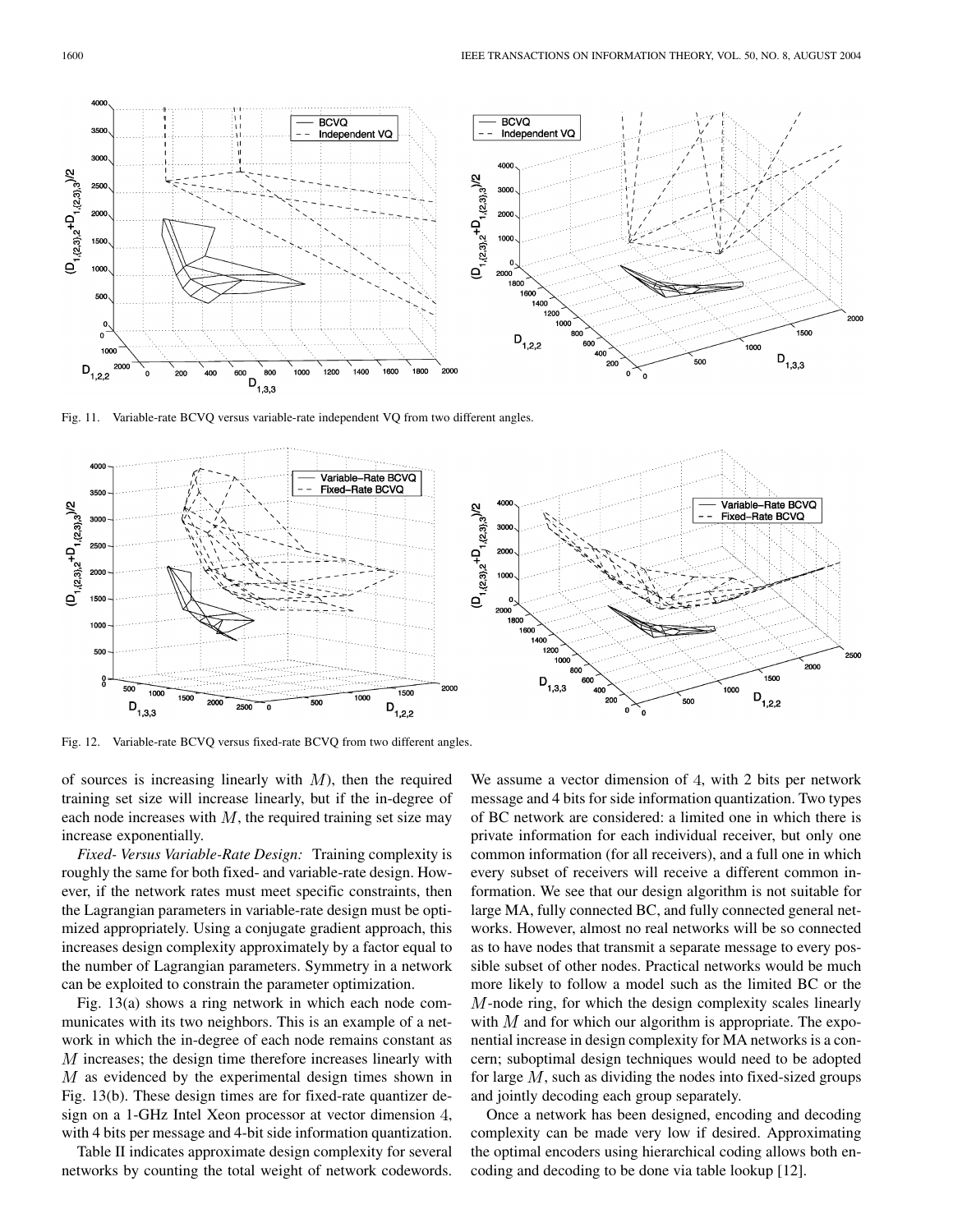Fig. 11. Variable-rate BCVQ versus variable-rate independent VQ from two different angles.

Fig. 12. Variable-rate BCVQ versus fixed-rate BCVQ from two different angles.

of sources is increasing linearly with $M$), then the required training set size will increase linearly, but if the in-degree of each node increases with $M$, the required training set size may increase exponentially.

*Fixed- Versus Variable-Rate Design:* Training complexity is roughly the same for both fixed- and variable-rate design. However, if the network rates must meet specific constraints, then the Lagrangian parameters in variable-rate design must be optimized appropriately. Using a conjugate gradient approach, this increases design complexity approximately by a factor equal to the number of Lagrangian parameters. Symmetry in a network can be exploited to constrain the parameter optimization.

Fig. 13(a) shows a ring network in which each node communicates with its two neighbors. This is an example of a network in which the in-degree of each node remains constant as $M$ increases; the design time therefore increases linearly with $M$ as evidenced by the experimental design times shown in Fig. 13(b). These design times are for fixed-rate quantizer design on a 1-GHz Intel Xeon processor at vector dimension $4$, with 4 bits per message and 4-bit side information quantization.

Table II indicates approximate design complexity for several networks by counting the total weight of network codewords. We assume a vector dimension of $4$, with 2 bits per network message and 4 bits for side information quantization. Two types of BC network are considered: a limited one in which there is private information for each individual receiver, but only one common information (for all receivers), and a full one in which every subset of receivers will receive a different common information. We see that our design algorithm is not suitable for large MA, fully connected BC, and fully connected general networks. However, almost no real networks will be so connected as to have nodes that transmit a separate message to every possible subset of other nodes. Practical networks would be much more likely to follow a model such as the limited BC or the $M$-node ring, for which the design complexity scales linearly with $M$ and for which our algorithm is appropriate. The exponential increase in design complexity for MA networks is a concern; suboptimal design techniques would need to be adopted for large $M$, such as dividing the nodes into fixed-sized groups and jointly decoding each group separately.

Once a network has been designed, encoding and decoding complexity can be made very low if desired. Approximating the optimal encoders using hierarchical coding allows both encoding and decoding to be done via table lookup [12].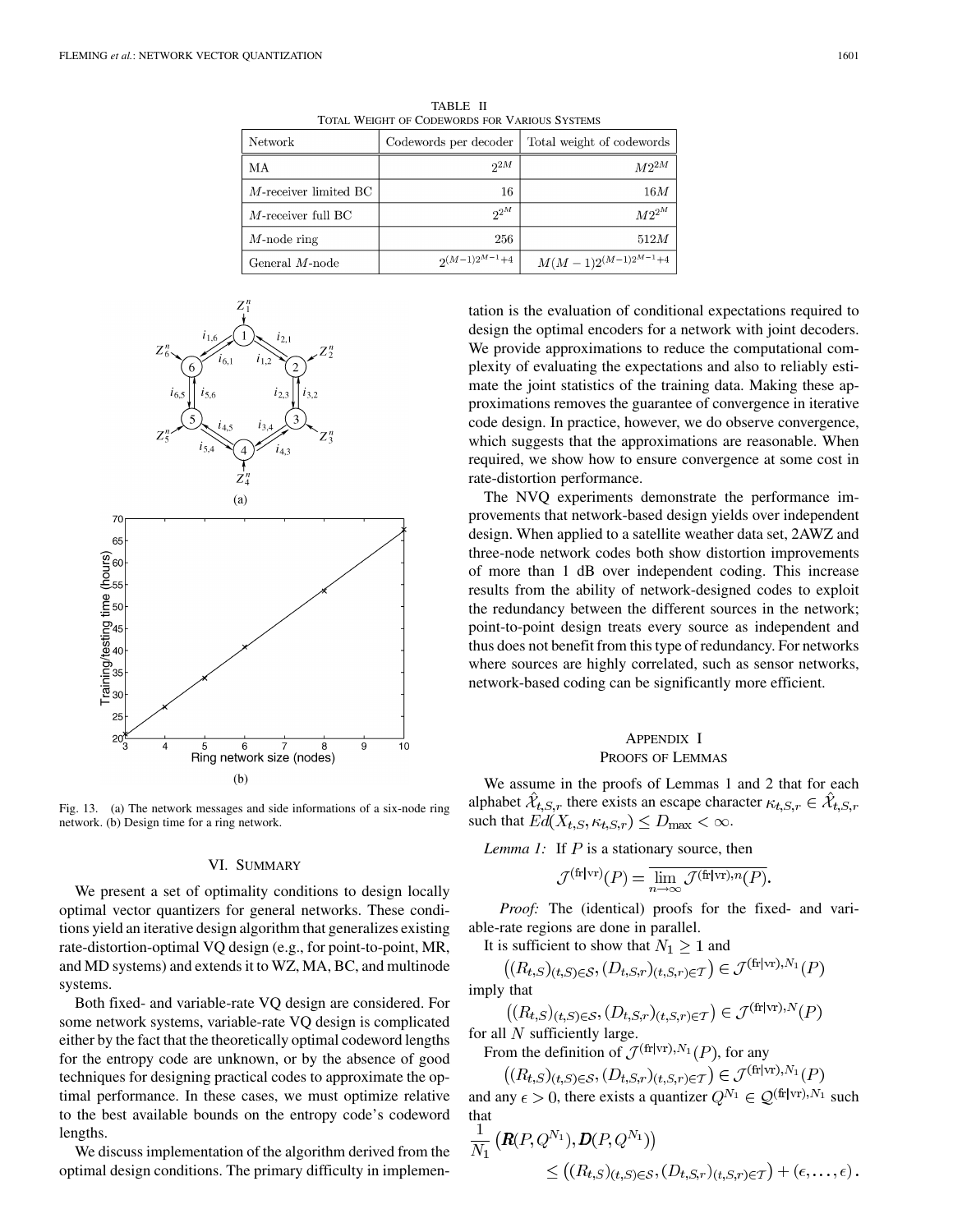TABLE II
TOTAL WEIGHT OF CODEWORDS FOR VARIOUS SYSTEMS

| Network | Codewords per decoder | Total weight of codewords |
|---|---|---|
| MA | $2^{2M}$ | $M2^{2M}$ |
| $M$-receiver limited BC | 16 | $16M$ |
| $M$-receiver full BC | $2^{2^M}$ | $M2^{2^M}$ |
| $M$-node ring | 256 | $512M$ |
| General $M$-node | $2^{(M-1)2^{M-1}+4}$ | $M(M-1)2^{(M-1)2^{M-1}+4}$ |

Fig. 13. (a) The network messages and side informations of a six-node ring network. (b) Design time for a ring network.

## VI. SUMMARY

We present a set of optimality conditions to design locally optimal vector quantizers for general networks. These conditions yield an iterative design algorithm that generalizes existing rate-distortion-optimal VQ design (e.g., for point-to-point, MR, and MD systems) and extends it to WZ, MA, BC, and multinode systems.

Both fixed- and variable-rate VQ design are considered. For some network systems, variable-rate VQ design is complicated either by the fact that the theoretically optimal codeword lengths for the entropy code are unknown, or by the absence of good techniques for designing practical codes to approximate the optimal performance. In these cases, we must optimize relative to the best available bounds on the entropy code's codeword lengths.

We discuss implementation of the algorithm derived from the optimal design conditions. The primary difficulty in implementation is the evaluation of conditional expectations required to design the optimal encoders for a network with joint decoders. We provide approximations to reduce the computational complexity of evaluating the expectations and also to reliably estimate the joint statistics of the training data. Making these approximations removes the guarantee of convergence in iterative code design. In practice, however, we do observe convergence, which suggests that the approximations are reasonable. When required, we show how to ensure convergence at some cost in rate-distortion performance.

The NVQ experiments demonstrate the performance improvements that network-based design yields over independent design. When applied to a satellite weather data set, 2AWZ and three-node network codes both show distortion improvements of more than 1 dB over independent coding. This increase results from the ability of network-designed codes to exploit the redundancy between the different sources in the network; point-to-point design treats every source as independent and thus does not benefit from this type of redundancy. For networks where sources are highly correlated, such as sensor networks, network-based coding can be significantly more efficient.

## APPENDIX I
## PROOFS OF LEMMAS

We assume in the proofs of Lemmas 1 and 2 that for each alphabet $\hat{\mathcal{X}}_{t,S,r}$ there exists an escape character $\kappa_{t,S,r} \in \hat{\mathcal{X}}_{t,S,r}$ such that $Ed(X_{t,S}, \kappa_{t,S,r}) \leq D_{\max} < \infty$.

*Lemma 1:* If $P$ is a stationary source, then

$$\mathcal{J}^{(\mathrm{fr}|\mathrm{vr})}(P) = \overline{\lim_{n\to\infty} \mathcal{J}^{(\mathrm{fr}|\mathrm{vr}),n}(P)}.$$

*Proof:* The (identical) proofs for the fixed- and variable-rate regions are done in parallel.

It is sufficient to show that $N_1 \geq 1$ and

$$\left((R_{t,S})_{(t,S)\in\mathcal{S}}, (D_{t,S,r})_{(t,S,r)\in\mathcal{T}}\right) \in \mathcal{J}^{(\mathrm{fr}|\mathrm{vr}),N_1}(P)$$

imply that

$$\left((R_{t,S})_{(t,S)\in\mathcal{S}}, (D_{t,S,r})_{(t,S,r)\in\mathcal{T}}\right) \in \mathcal{J}^{(\mathrm{fr}|\mathrm{vr}),N}(P)$$

for all $N$ sufficiently large.

From the definition of $\mathcal{J}^{(\mathrm{fr}|\mathrm{vr}),N_1}(P)$, for any

$$\left((R_{t,S})_{(t,S)\in\mathcal{S}}, (D_{t,S,r})_{(t,S,r)\in\mathcal{T}}\right) \in \mathcal{J}^{(\mathrm{fr}|\mathrm{vr}),N_1}(P)$$

and any $\epsilon > 0$, there exists a quantizer $Q^{N_1} \in \mathcal{Q}^{(\mathrm{fr}|\mathrm{vr}),N_1}$ such that

$$\frac{1}{N_1}\left(\boldsymbol{R}(P, Q^{N_1}), \boldsymbol{D}(P, Q^{N_1})\right) \leq \left((R_{t,S})_{(t,S)\in\mathcal{S}}, (D_{t,S,r})_{(t,S,r)\in\mathcal{T}}\right) + (\epsilon, \ldots, \epsilon).$$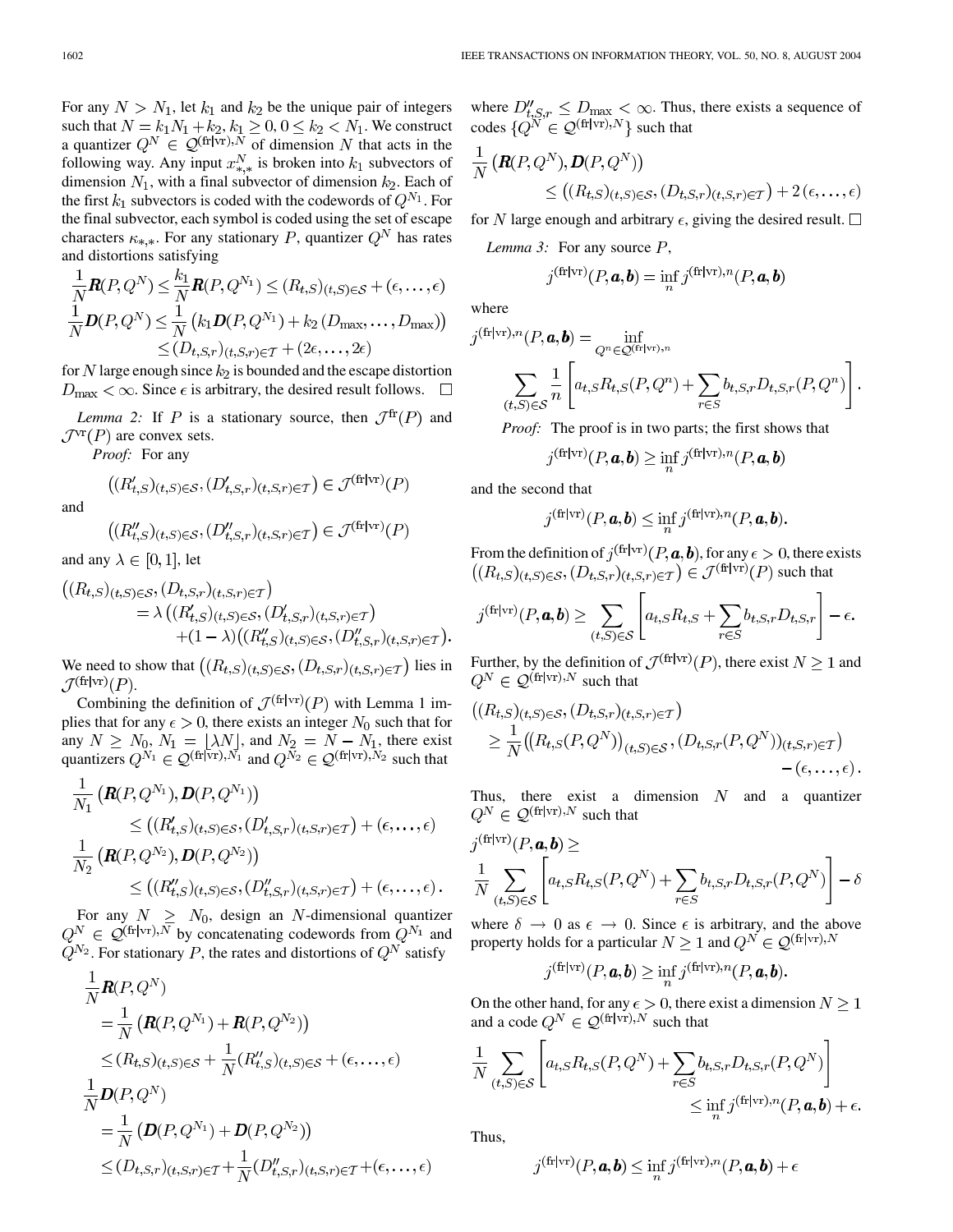For any $N > N_1$, let $k_1$ and $k_2$ be the unique pair of integers such that $N = k_1 N_1 + k_2$, $k_1 \geq 0$, $0 \leq k_2 < N_1$. We construct a quantizer $Q^N \in \mathcal{Q}^{(\text{fr}|\text{vr}),N}$ of dimension $N$ that acts in the following way. Any input $x^N_{*,*}$ is broken into $k_1$ subvectors of dimension $N_1$, with a final subvector of dimension $k_2$. Each of the first $k_1$ subvectors is coded with the codewords of $Q^{N_1}$. For the final subvector, each symbol is coded using the set of escape characters $\kappa_{*,*}$. For any stationary $P$, quantizer $Q^N$ has rates and distortions satisfying

$$
\begin{aligned}
\frac{1}{N}\boldsymbol{R}(P,Q^N) &\leq \frac{k_1}{N}\boldsymbol{R}(P,Q^{N_1}) \leq (R_{t,S})_{(t,S)\in\mathcal{S}} + (\epsilon,\ldots,\epsilon)\\
\frac{1}{N}\boldsymbol{D}(P,Q^N) &\leq \frac{1}{N}\left(k_1\boldsymbol{D}(P,Q^{N_1}) + k_2\left(D_{\max},\ldots,D_{\max}\right)\right)\\
&\leq (D_{t,S,r})_{(t,S,r)\in\mathcal{T}} + (2\epsilon,\ldots,2\epsilon)
\end{aligned}
$$

for $N$ large enough since $k_2$ is bounded and the escape distortion $D_{\max} < \infty$. Since $\epsilon$ is arbitrary, the desired result follows. $\square$

*Lemma 2:* If $P$ is a stationary source, then $\mathcal{J}^{\text{fr}}(P)$ and $\mathcal{J}^{\text{vr}}(P)$ are convex sets.

*Proof:* For any

$$
\left((R'_{t,S})_{(t,S)\in\mathcal{S}}, (D'_{t,S,r})_{(t,S,r)\in\mathcal{T}}\right) \in \mathcal{J}^{(\text{fr}|\text{vr})}(P)
$$

and

$$
\left((R''_{t,S})_{(t,S)\in\mathcal{S}}, (D''_{t,S,r})_{(t,S,r)\in\mathcal{T}}\right) \in \mathcal{J}^{(\text{fr}|\text{vr})}(P)
$$

and any $\lambda \in [0,1]$, let

$$
\begin{aligned}
&\left((R_{t,S})_{(t,S)\in\mathcal{S}}, (D_{t,S,r})_{(t,S,r)\in\mathcal{T}}\right)\\
&\quad= \lambda\left((R'_{t,S})_{(t,S)\in\mathcal{S}}, (D'_{t,S,r})_{(t,S,r)\in\mathcal{T}}\right)\\
&\qquad+(1-\lambda)\left((R''_{t,S})_{(t,S)\in\mathcal{S}}, (D''_{t,S,r})_{(t,S,r)\in\mathcal{T}}\right).
\end{aligned}
$$

We need to show that $\left((R_{t,S})_{(t,S)\in\mathcal{S}}, (D_{t,S,r})_{(t,S,r)\in\mathcal{T}}\right)$ lies in $\mathcal{J}^{(\text{fr}|\text{vr})}(P)$.

Combining the definition of $\mathcal{J}^{(\text{fr}|\text{vr})}(P)$ with Lemma 1 implies that for any $\epsilon > 0$, there exists an integer $N_0$ such that for any $N \geq N_0$, $N_1 = \lfloor \lambda N \rfloor$, and $N_2 = N - N_1$, there exist quantizers $Q^{N_1} \in \mathcal{Q}^{(\text{fr}|\text{vr}),N_1}$ and $Q^{N_2} \in \mathcal{Q}^{(\text{fr}|\text{vr}),N_2}$ such that

$$
\begin{aligned}
&\frac{1}{N_1}\left(\boldsymbol{R}(P,Q^{N_1}), \boldsymbol{D}(P,Q^{N_1})\right)\\
&\qquad\leq \left((R'_{t,S})_{(t,S)\in\mathcal{S}}, (D'_{t,S,r})_{(t,S,r)\in\mathcal{T}}\right) + (\epsilon,\ldots,\epsilon)\\
&\frac{1}{N_2}\left(\boldsymbol{R}(P,Q^{N_2}), \boldsymbol{D}(P,Q^{N_2})\right)\\
&\qquad\leq \left((R''_{t,S})_{(t,S)\in\mathcal{S}}, (D''_{t,S,r})_{(t,S,r)\in\mathcal{T}}\right) + (\epsilon,\ldots,\epsilon).
\end{aligned}
$$

For any $N \geq N_0$, design an $N$-dimensional quantizer $Q^N \in \mathcal{Q}^{(\text{fr}|\text{vr}),N}$ by concatenating codewords from $Q^{N_1}$ and $Q^{N_2}$. For stationary $P$, the rates and distortions of $Q^N$ satisfy

$$
\begin{aligned}
&\frac{1}{N}\boldsymbol{R}(P,Q^N)\\
&\quad= \frac{1}{N}\left(\boldsymbol{R}(P,Q^{N_1}) + \boldsymbol{R}(P,Q^{N_2})\right)\\
&\quad\leq (R_{t,S})_{(t,S)\in\mathcal{S}} + \frac{1}{N}(R''_{t,S})_{(t,S)\in\mathcal{S}} + (\epsilon,\ldots,\epsilon)\\
&\frac{1}{N}\boldsymbol{D}(P,Q^N)\\
&\quad= \frac{1}{N}\left(\boldsymbol{D}(P,Q^{N_1}) + \boldsymbol{D}(P,Q^{N_2})\right)\\
&\quad\leq (D_{t,S,r})_{(t,S,r)\in\mathcal{T}} + \frac{1}{N}(D''_{t,S,r})_{(t,S,r)\in\mathcal{T}} + (\epsilon,\ldots,\epsilon)
\end{aligned}
$$

where $D''_{t,S,r} \leq D_{\max} < \infty$. Thus, there exists a sequence of codes $\{Q^N \in \mathcal{Q}^{(\text{fr}|\text{vr}),N}\}$ such that

$$
\begin{aligned}
&\frac{1}{N}\left(\boldsymbol{R}(P,Q^N), \boldsymbol{D}(P,Q^N)\right)\\
&\qquad\leq \left((R_{t,S})_{(t,S)\in\mathcal{S}}, (D_{t,S,r})_{(t,S,r)\in\mathcal{T}}\right) + 2(\epsilon,\ldots,\epsilon)
\end{aligned}
$$

for $N$ large enough and arbitrary $\epsilon$, giving the desired result. $\square$

*Lemma 3:* For any source $P$,

$$
j^{(\text{fr}|\text{vr})}(P,\boldsymbol{a},\boldsymbol{b}) = \inf_n j^{(\text{fr}|\text{vr}),n}(P,\boldsymbol{a},\boldsymbol{b})
$$

where

$$
\begin{aligned}
&j^{(\text{fr}|\text{vr}),n}(P,\boldsymbol{a},\boldsymbol{b}) = \inf_{Q^n\in\mathcal{Q}^{(\text{fr}|\text{vr}),n}}\\
&\qquad\sum_{(t,S)\in\mathcal{S}}\frac{1}{n}\left[a_{t,S}R_{t,S}(P,Q^n) + \sum_{r\in S}b_{t,S,r}D_{t,S,r}(P,Q^n)\right].
\end{aligned}
$$

*Proof:* The proof is in two parts; the first shows that

$$
j^{(\text{fr}|\text{vr})}(P,\boldsymbol{a},\boldsymbol{b}) \geq \inf_n j^{(\text{fr}|\text{vr}),n}(P,\boldsymbol{a},\boldsymbol{b})
$$

and the second that

$$
j^{(\text{fr}|\text{vr})}(P,\boldsymbol{a},\boldsymbol{b}) \leq \inf_n j^{(\text{fr}|\text{vr}),n}(P,\boldsymbol{a},\boldsymbol{b}).
$$

From the definition of $j^{(\text{fr}|\text{vr})}(P,\boldsymbol{a},\boldsymbol{b})$, for any $\epsilon > 0$, there exists $\left((R_{t,S})_{(t,S)\in\mathcal{S}}, (D_{t,S,r})_{(t,S,r)\in\mathcal{T}}\right) \in \mathcal{J}^{(\text{fr}|\text{vr})}(P)$ such that

$$
j^{(\text{fr}|\text{vr})}(P,\boldsymbol{a},\boldsymbol{b}) \geq \sum_{(t,S)\in\mathcal{S}}\left[a_{t,S}R_{t,S} + \sum_{r\in S}b_{t,S,r}D_{t,S,r}\right] - \epsilon.
$$

Further, by the definition of $\mathcal{J}^{(\text{fr}|\text{vr})}(P)$, there exist $N \geq 1$ and $Q^N \in \mathcal{Q}^{(\text{fr}|\text{vr}),N}$ such that

$$
\begin{aligned}
&\left((R_{t,S})_{(t,S)\in\mathcal{S}}, (D_{t,S,r})_{(t,S,r)\in\mathcal{T}}\right)\\
&\quad\geq \frac{1}{N}\left(\left(R_{t,S}(P,Q^N)\right)_{(t,S)\in\mathcal{S}}, (D_{t,S,r}(P,Q^N))_{(t,S,r)\in\mathcal{T}}\right)\\
&\qquad- (\epsilon,\ldots,\epsilon).
\end{aligned}
$$

Thus, there exist a dimension $N$ and a quantizer $Q^N \in \mathcal{Q}^{(\text{fr}|\text{vr}),N}$ such that

$$
\begin{aligned}
&j^{(\text{fr}|\text{vr})}(P,\boldsymbol{a},\boldsymbol{b}) \geq\\
&\frac{1}{N}\sum_{(t,S)\in\mathcal{S}}\left[a_{t,S}R_{t,S}(P,Q^N) + \sum_{r\in S}b_{t,S,r}D_{t,S,r}(P,Q^N)\right] - \delta
\end{aligned}
$$

where $\delta \to 0$ as $\epsilon \to 0$. Since $\epsilon$ is arbitrary, and the above property holds for a particular $N \geq 1$ and $Q^N \in \mathcal{Q}^{(\text{fr}|\text{vr}),N}$

$$
j^{(\text{fr}|\text{vr})}(P,\boldsymbol{a},\boldsymbol{b}) \geq \inf_n j^{(\text{fr}|\text{vr}),n}(P,\boldsymbol{a},\boldsymbol{b}).
$$

On the other hand, for any $\epsilon > 0$, there exist a dimension $N \geq 1$ and a code $Q^N \in \mathcal{Q}^{(\text{fr}|\text{vr}),N}$ such that

$$
\begin{aligned}
&\frac{1}{N}\sum_{(t,S)\in\mathcal{S}}\left[a_{t,S}R_{t,S}(P,Q^N) + \sum_{r\in S}b_{t,S,r}D_{t,S,r}(P,Q^N)\right]\\
&\qquad\qquad\leq \inf_n j^{(\text{fr}|\text{vr}),n}(P,\boldsymbol{a},\boldsymbol{b}) + \epsilon.
\end{aligned}
$$

Thus,

$$
j^{(\text{fr}|\text{vr})}(P,\boldsymbol{a},\boldsymbol{b}) \leq \inf_n j^{(\text{fr}|\text{vr}),n}(P,\boldsymbol{a},\boldsymbol{b}) + \epsilon
$$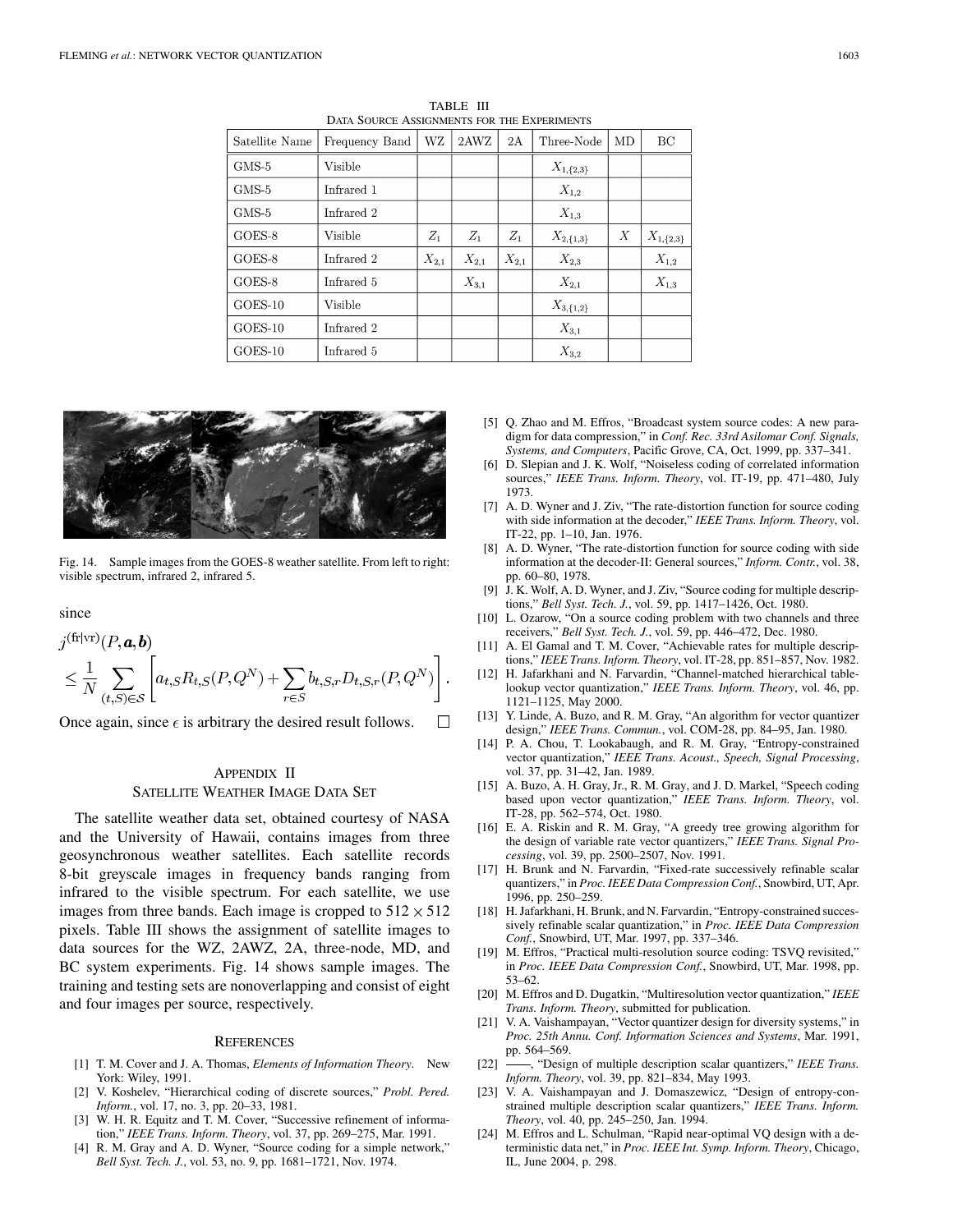TABLE III
DATA SOURCE ASSIGNMENTS FOR THE EXPERIMENTS

| Satellite Name | Frequency Band | WZ | 2AWZ | 2A | Three-Node | MD | BC |
|---|---|---|---|---|---|---|---|
| GMS-5 | Visible | | | | $X_{1,\{2,3\}}$ | | |
| GMS-5 | Infrared 1 | | | | $X_{1,2}$ | | |
| GMS-5 | Infrared 2 | | | | $X_{1,3}$ | | |
| GOES-8 | Visible | $Z_1$ | $Z_1$ | $Z_1$ | $X_{2,\{1,3\}}$ | $X$ | $X_{1,\{2,3\}}$ |
| GOES-8 | Infrared 2 | $X_{2,1}$ | $X_{2,1}$ | $X_{2,1}$ | $X_{2,3}$ | | $X_{1,2}$ |
| GOES-8 | Infrared 5 | | $X_{3,1}$ | | $X_{2,1}$ | | $X_{1,3}$ |
| GOES-10 | Visible | | | | $X_{3,\{1,2\}}$ | | |
| GOES-10 | Infrared 2 | | | | $X_{3,1}$ | | |
| GOES-10 | Infrared 5 | | | | $X_{3,2}$ | | |

Fig. 14. Sample images from the GOES-8 weather satellite. From left to right: visible spectrum, infrared 2, infrared 5.

since

$$j^{(\mathrm{fr}|\mathrm{vr})}(P, \boldsymbol{a}, \boldsymbol{b}) \leq \frac{1}{N} \sum_{(t,S) \in \mathcal{S}} \left[ a_{t,S} R_{t,S}(P, Q^N) + \sum_{r \in S} b_{t,S,r} D_{t,S,r}(P, Q^N) \right].$$

Once again, since $\epsilon$ is arbitrary the desired result follows. □

## APPENDIX II
## SATELLITE WEATHER IMAGE DATA SET

The satellite weather data set, obtained courtesy of NASA and the University of Hawaii, contains images from three geosynchronous weather satellites. Each satellite records 8-bit greyscale images in frequency bands ranging from infrared to the visible spectrum. For each satellite, we use images from three bands. Each image is cropped to $512 \times 512$ pixels. Table III shows the assignment of satellite images to data sources for the WZ, 2AWZ, 2A, three-node, MD, and BC system experiments. Fig. 14 shows sample images. The training and testing sets are nonoverlapping and consist of eight and four images per source, respectively.

## REFERENCES

[1] T. M. Cover and J. A. Thomas, *Elements of Information Theory*. New York: Wiley, 1991.

[2] V. Koshelev, "Hierarchical coding of discrete sources," *Probl. Pered. Inform.*, vol. 17, no. 3, pp. 20–33, 1981.

[3] W. H. R. Equitz and T. M. Cover, "Successive refinement of information," *IEEE Trans. Inform. Theory*, vol. 37, pp. 269–275, Mar. 1991.

[4] R. M. Gray and A. D. Wyner, "Source coding for a simple network," *Bell Syst. Tech. J.*, vol. 53, no. 9, pp. 1681–1721, Nov. 1974.

[5] Q. Zhao and M. Effros, "Broadcast system source codes: A new paradigm for data compression," in *Conf. Rec. 33rd Asilomar Conf. Signals, Systems, and Computers*, Pacific Grove, CA, Oct. 1999, pp. 337–341.

[6] D. Slepian and J. K. Wolf, "Noiseless coding of correlated information sources," *IEEE Trans. Inform. Theory*, vol. IT-19, pp. 471–480, July 1973.

[7] A. D. Wyner and J. Ziv, "The rate-distortion function for source coding with side information at the decoder," *IEEE Trans. Inform. Theory*, vol. IT-22, pp. 1–10, Jan. 1976.

[8] A. D. Wyner, "The rate-distortion function for source coding with side information at the decoder-II: General sources," *Inform. Contr.*, vol. 38, pp. 60–80, 1978.

[9] J. K. Wolf, A. D. Wyner, and J. Ziv, "Source coding for multiple descriptions," *Bell Syst. Tech. J.*, vol. 59, pp. 1417–1426, Oct. 1980.

[10] L. Ozarow, "On a source coding problem with two channels and three receivers," *Bell Syst. Tech. J.*, vol. 59, pp. 446–472, Dec. 1980.

[11] A. El Gamal and T. M. Cover, "Achievable rates for multiple descriptions," *IEEE Trans. Inform. Theory*, vol. IT-28, pp. 851–857, Nov. 1982.

[12] H. Jafarkhani and N. Farvardin, "Channel-matched hierarchical table-lookup vector quantization," *IEEE Trans. Inform. Theory*, vol. 46, pp. 1121–1125, May 2000.

[13] Y. Linde, A. Buzo, and R. M. Gray, "An algorithm for vector quantizer design," *IEEE Trans. Commun.*, vol. COM-28, pp. 84–95, Jan. 1980.

[14] P. A. Chou, T. Lookabaugh, and R. M. Gray, "Entropy-constrained vector quantization," *IEEE Trans. Acoust., Speech, Signal Processing*, vol. 37, pp. 31–42, Jan. 1989.

[15] A. Buzo, A. H. Gray, Jr., R. M. Gray, and J. D. Markel, "Speech coding based upon vector quantization," *IEEE Trans. Inform. Theory*, vol. IT-28, pp. 562–574, Oct. 1980.

[16] E. A. Riskin and R. M. Gray, "A greedy tree growing algorithm for the design of variable rate vector quantizers," *IEEE Trans. Signal Processing*, vol. 39, pp. 2500–2507, Nov. 1991.

[17] H. Brunk and N. Farvardin, "Fixed-rate successively refinable scalar quantizers," in *Proc. IEEE Data Compression Conf.*, Snowbird, UT, Apr. 1996, pp. 250–259.

[18] H. Jafarkhani, H. Brunk, and N. Farvardin, "Entropy-constrained successively refinable scalar quantization," in *Proc. IEEE Data Compression Conf.*, Snowbird, UT, Mar. 1997, pp. 337–346.

[19] M. Effros, "Practical multi-resolution source coding: TSVQ revisited," in *Proc. IEEE Data Compression Conf.*, Snowbird, UT, Mar. 1998, pp. 53–62.

[20] M. Effros and D. Dugatkin, "Multiresolution vector quantization," *IEEE Trans. Inform. Theory*, submitted for publication.

[21] V. A. Vaishampayan, "Vector quantizer design for diversity systems," in *Proc. 25th Annu. Conf. Information Sciences and Systems*, Mar. 1991, pp. 564–569.

[22] ——, "Design of multiple description scalar quantizers," *IEEE Trans. Inform. Theory*, vol. 39, pp. 821–834, May 1993.

[23] V. A. Vaishampayan and J. Domaszewicz, "Design of entropy-constrained multiple description scalar quantizers," *IEEE Trans. Inform. Theory*, vol. 40, pp. 245–250, Jan. 1994.

[24] M. Effros and L. Schulman, "Rapid near-optimal VQ design with a deterministic data net," in *Proc. IEEE Int. Symp. Inform. Theory*, Chicago, IL, June 2004, p. 298.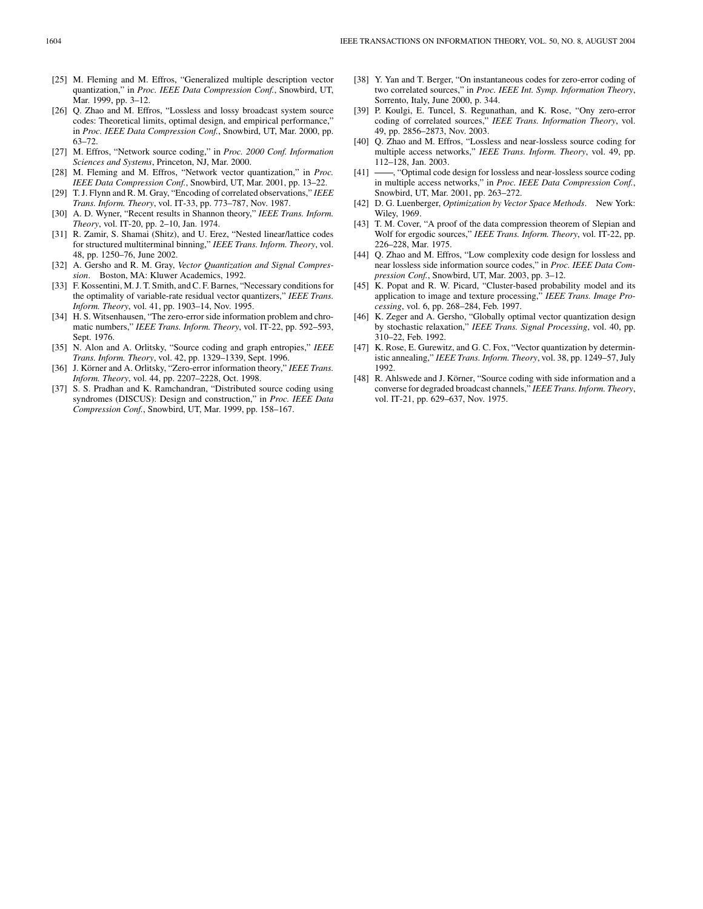[25] M. Fleming and M. Effros, "Generalized multiple description vector quantization," in *Proc. IEEE Data Compression Conf.*, Snowbird, UT, Mar. 1999, pp. 3–12.

[26] Q. Zhao and M. Effros, "Lossless and lossy broadcast system source codes: Theoretical limits, optimal design, and empirical performance," in *Proc. IEEE Data Compression Conf.*, Snowbird, UT, Mar. 2000, pp. 63–72.

[27] M. Effros, "Network source coding," in *Proc. 2000 Conf. Information Sciences and Systems*, Princeton, NJ, Mar. 2000.

[28] M. Fleming and M. Effros, "Network vector quantization," in *Proc. IEEE Data Compression Conf.*, Snowbird, UT, Mar. 2001, pp. 13–22.

[29] T. J. Flynn and R. M. Gray, "Encoding of correlated observations," *IEEE Trans. Inform. Theory*, vol. IT-33, pp. 773–787, Nov. 1987.

[30] A. D. Wyner, "Recent results in Shannon theory," *IEEE Trans. Inform. Theory*, vol. IT-20, pp. 2–10, Jan. 1974.

[31] R. Zamir, S. Shamai (Shitz), and U. Erez, "Nested linear/lattice codes for structured multiterminal binning," *IEEE Trans. Inform. Theory*, vol. 48, pp. 1250–76, June 2002.

[32] A. Gersho and R. M. Gray, *Vector Quantization and Signal Compression*. Boston, MA: Kluwer Academics, 1992.

[33] F. Kossentini, M. J. T. Smith, and C. F. Barnes, "Necessary conditions for the optimality of variable-rate residual vector quantizers," *IEEE Trans. Inform. Theory*, vol. 41, pp. 1903–14, Nov. 1995.

[34] H. S. Witsenhausen, "The zero-error side information problem and chromatic numbers," *IEEE Trans. Inform. Theory*, vol. IT-22, pp. 592–593, Sept. 1976.

[35] N. Alon and A. Orlitsky, "Source coding and graph entropies," *IEEE Trans. Inform. Theory*, vol. 42, pp. 1329–1339, Sept. 1996.

[36] J. Körner and A. Orlitsky, "Zero-error information theory," *IEEE Trans. Inform. Theory*, vol. 44, pp. 2207–2228, Oct. 1998.

[37] S. S. Pradhan and K. Ramchandran, "Distributed source coding using syndromes (DISCUS): Design and construction," in *Proc. IEEE Data Compression Conf.*, Snowbird, UT, Mar. 1999, pp. 158–167.

[38] Y. Yan and T. Berger, "On instantaneous codes for zero-error coding of two correlated sources," in *Proc. IEEE Int. Symp. Information Theory*, Sorrento, Italy, June 2000, p. 344.

[39] P. Koulgi, E. Tuncel, S. Regunathan, and K. Rose, "Ony zero-error coding of correlated sources," *IEEE Trans. Information Theory*, vol. 49, pp. 2856–2873, Nov. 2003.

[40] Q. Zhao and M. Effros, "Lossless and near-lossless source coding for multiple access networks," *IEEE Trans. Inform. Theory*, vol. 49, pp. 112–128, Jan. 2003.

[41] ——, "Optimal code design for lossless and near-lossless source coding in multiple access networks," in *Proc. IEEE Data Compression Conf.*, Snowbird, UT, Mar. 2001, pp. 263–272.

[42] D. G. Luenberger, *Optimization by Vector Space Methods*. New York: Wiley, 1969.

[43] T. M. Cover, "A proof of the data compression theorem of Slepian and Wolf for ergodic sources," *IEEE Trans. Inform. Theory*, vol. IT-22, pp. 226–228, Mar. 1975.

[44] Q. Zhao and M. Effros, "Low complexity code design for lossless and near lossless side information source codes," in *Proc. IEEE Data Compression Conf.*, Snowbird, UT, Mar. 2003, pp. 3–12.

[45] K. Popat and R. W. Picard, "Cluster-based probability model and its application to image and texture processing," *IEEE Trans. Image Processing*, vol. 6, pp. 268–284, Feb. 1997.

[46] K. Zeger and A. Gersho, "Globally optimal vector quantization design by stochastic relaxation," *IEEE Trans. Signal Processing*, vol. 40, pp. 310–22, Feb. 1992.

[47] K. Rose, E. Gurewitz, and G. C. Fox, "Vector quantization by deterministic annealing," *IEEE Trans. Inform. Theory*, vol. 38, pp. 1249–57, July 1992.

[48] R. Ahlswede and J. Körner, "Source coding with side information and a converse for degraded broadcast channels," *IEEE Trans. Inform. Theory*, vol. IT-21, pp. 629–637, Nov. 1975.